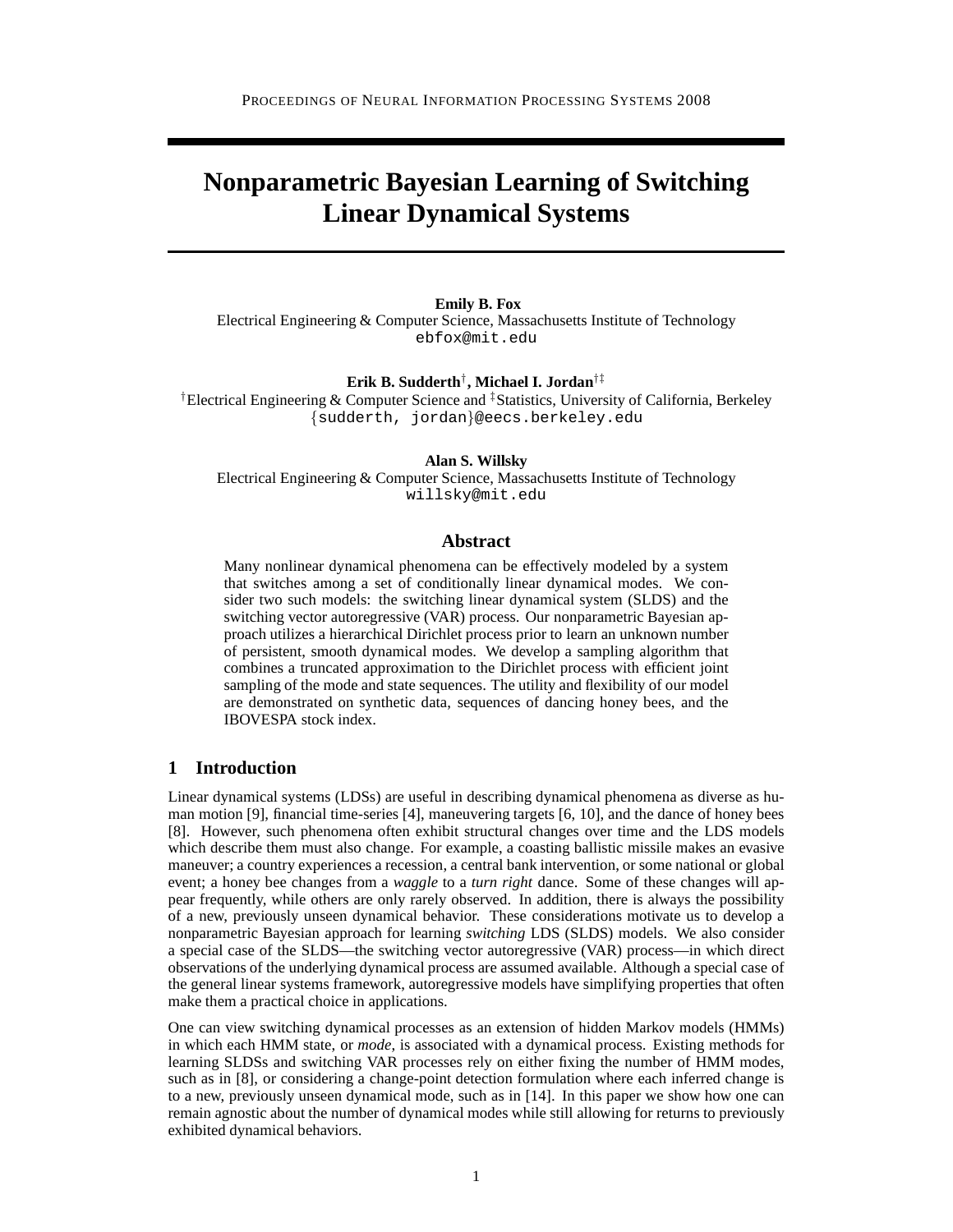# Nonparametric Bayesian Learning of Switching Linear Dynamical Systems

**Emily B. Fox**
Electrical Engineering & Computer Science, Massachusetts Institute of Technology
ebfox@mit.edu

**Erik B. Sudderth[†], Michael I. Jordan[†‡]**
[†]Electrical Engineering & Computer Science and [‡]Statistics, University of California, Berkeley
{sudderth, jordan}@eecs.berkeley.edu

**Alan S. Willsky**
Electrical Engineering & Computer Science, Massachusetts Institute of Technology
willsky@mit.edu

## Abstract

Many nonlinear dynamical phenomena can be effectively modeled by a system that switches among a set of conditionally linear dynamical modes. We consider two such models: the switching linear dynamical system (SLDS) and the switching vector autoregressive (VAR) process. Our nonparametric Bayesian approach utilizes a hierarchical Dirichlet process prior to learn an unknown number of persistent, smooth dynamical modes. We develop a sampling algorithm that combines a truncated approximation to the Dirichlet process with efficient joint sampling of the mode and state sequences. The utility and flexibility of our model are demonstrated on synthetic data, sequences of dancing honey bees, and the IBOVESPA stock index.

## 1 Introduction

Linear dynamical systems (LDSs) are useful in describing dynamical phenomena as diverse as human motion [9], financial time-series [4], maneuvering targets [6, 10], and the dance of honey bees [8]. However, such phenomena often exhibit structural changes over time and the LDS models which describe them must also change. For example, a coasting ballistic missile makes an evasive maneuver; a country experiences a recession, a central bank intervention, or some national or global event; a honey bee changes from a *waggle* to a *turn right* dance. Some of these changes will appear frequently, while others are only rarely observed. In addition, there is always the possibility of a new, previously unseen dynamical behavior. These considerations motivate us to develop a nonparametric Bayesian approach for learning *switching* LDS (SLDS) models. We also consider a special case of the SLDS—the switching vector autoregressive (VAR) process—in which direct observations of the underlying dynamical process are assumed available. Although a special case of the general linear systems framework, autoregressive models have simplifying properties that often make them a practical choice in applications.

One can view switching dynamical processes as an extension of hidden Markov models (HMMs) in which each HMM state, or *mode*, is associated with a dynamical process. Existing methods for learning SLDSs and switching VAR processes rely on either fixing the number of HMM modes, such as in [8], or considering a change-point detection formulation where each inferred change is to a new, previously unseen dynamical mode, such as in [14]. In this paper we show how one can remain agnostic about the number of dynamical modes while still allowing for returns to previously exhibited dynamical behaviors.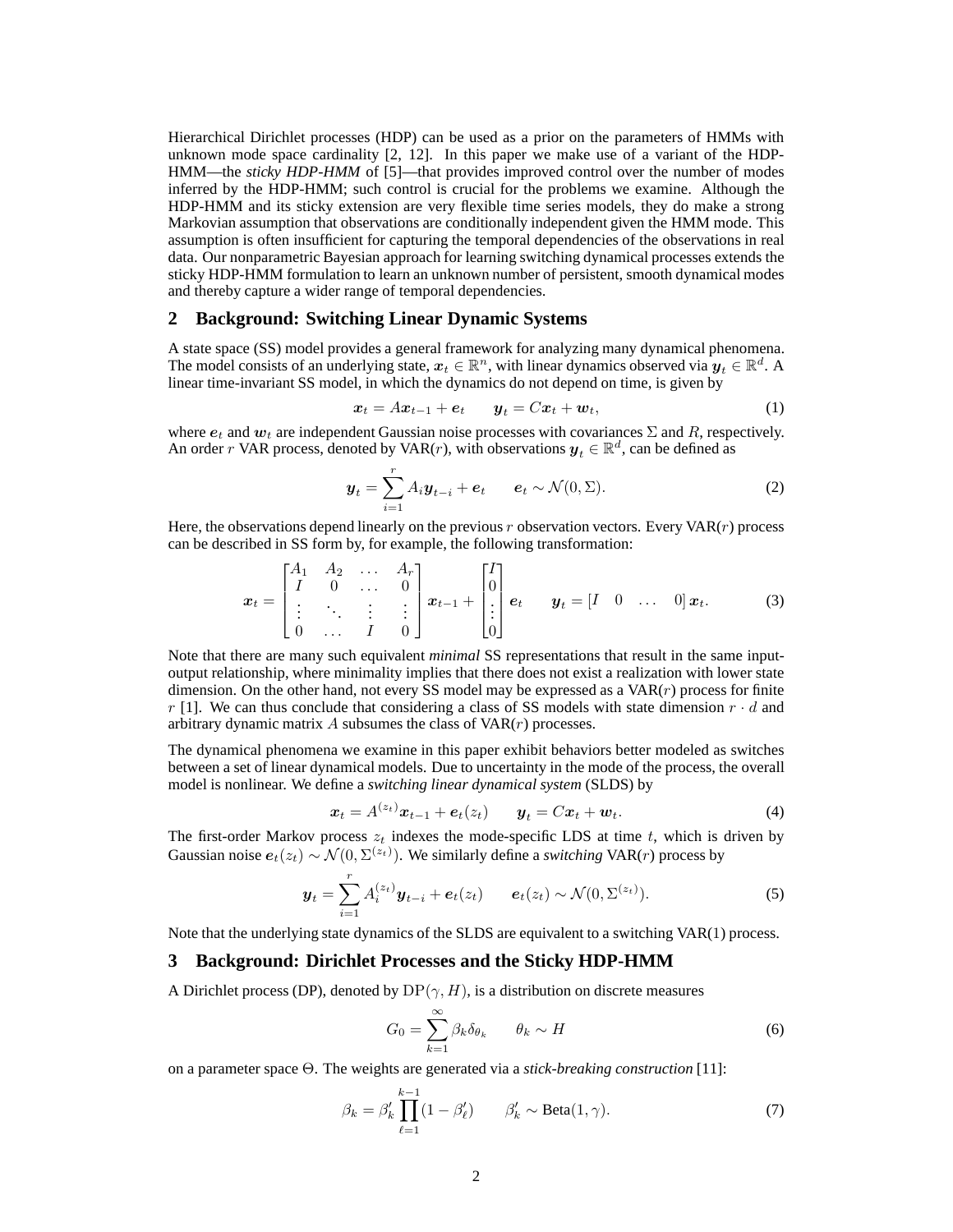Hierarchical Dirichlet processes (HDP) can be used as a prior on the parameters of HMMs with unknown mode space cardinality [2, 12]. In this paper we make use of a variant of the HDP-HMM—the *sticky HDP-HMM* of [5]—that provides improved control over the number of modes inferred by the HDP-HMM; such control is crucial for the problems we examine. Although the HDP-HMM and its sticky extension are very flexible time series models, they do make a strong Markovian assumption that observations are conditionally independent given the HMM mode. This assumption is often insufficient for capturing the temporal dependencies of the observations in real data. Our nonparametric Bayesian approach for learning switching dynamical processes extends the sticky HDP-HMM formulation to learn an unknown number of persistent, smooth dynamical modes and thereby capture a wider range of temporal dependencies.

## 2 Background: Switching Linear Dynamic Systems

A state space (SS) model provides a general framework for analyzing many dynamical phenomena. The model consists of an underlying state, $\boldsymbol{x}_t \in \mathbb{R}^n$, with linear dynamics observed via $\boldsymbol{y}_t \in \mathbb{R}^d$. A linear time-invariant SS model, in which the dynamics do not depend on time, is given by

$$\boldsymbol{x}_t = A\boldsymbol{x}_{t-1} + \boldsymbol{e}_t \qquad \boldsymbol{y}_t = C\boldsymbol{x}_t + \boldsymbol{w}_t, \tag{1}$$

where $\boldsymbol{e}_t$ and $\boldsymbol{w}_t$ are independent Gaussian noise processes with covariances $\Sigma$ and $R$, respectively. An order $r$ VAR process, denoted by VAR($r$), with observations $\boldsymbol{y}_t \in \mathbb{R}^d$, can be defined as

$$\boldsymbol{y}_t = \sum_{i=1}^{r} A_i \boldsymbol{y}_{t-i} + \boldsymbol{e}_t \qquad \boldsymbol{e}_t \sim \mathcal{N}(0, \Sigma). \tag{2}$$

Here, the observations depend linearly on the previous $r$ observation vectors. Every VAR($r$) process can be described in SS form by, for example, the following transformation:

$$\boldsymbol{x}_t = \begin{bmatrix} A_1 & A_2 & \dots & A_r \\ I & 0 & \dots & 0 \\ \vdots & \ddots & \vdots & \vdots \\ 0 & \dots & I & 0 \end{bmatrix} \boldsymbol{x}_{t-1} + \begin{bmatrix} I \\ 0 \\ \vdots \\ 0 \end{bmatrix} \boldsymbol{e}_t \qquad \boldsymbol{y}_t = \begin{bmatrix} I & 0 & \dots & 0 \end{bmatrix} \boldsymbol{x}_t. \tag{3}$$

Note that there are many such equivalent *minimal* SS representations that result in the same input-output relationship, where minimality implies that there does not exist a realization with lower state dimension. On the other hand, not every SS model may be expressed as a VAR($r$) process for finite $r$ [1]. We can thus conclude that considering a class of SS models with state dimension $r \cdot d$ and arbitrary dynamic matrix $A$ subsumes the class of VAR($r$) processes.

The dynamical phenomena we examine in this paper exhibit behaviors better modeled as switches between a set of linear dynamical models. Due to uncertainty in the mode of the process, the overall model is nonlinear. We define a *switching linear dynamical system* (SLDS) by

$$\boldsymbol{x}_t = A^{(z_t)}\boldsymbol{x}_{t-1} + \boldsymbol{e}_t(z_t) \qquad \boldsymbol{y}_t = C\boldsymbol{x}_t + \boldsymbol{w}_t. \tag{4}$$

The first-order Markov process $z_t$ indexes the mode-specific LDS at time $t$, which is driven by Gaussian noise $\boldsymbol{e}_t(z_t) \sim \mathcal{N}(0, \Sigma^{(z_t)})$. We similarly define a *switching* VAR($r$) process by

$$\boldsymbol{y}_t = \sum_{i=1}^{r} A_i^{(z_t)} \boldsymbol{y}_{t-i} + \boldsymbol{e}_t(z_t) \qquad \boldsymbol{e}_t(z_t) \sim \mathcal{N}(0, \Sigma^{(z_t)}). \tag{5}$$

Note that the underlying state dynamics of the SLDS are equivalent to a switching VAR(1) process.

## 3 Background: Dirichlet Processes and the Sticky HDP-HMM

A Dirichlet process (DP), denoted by $\mathrm{DP}(\gamma, H)$, is a distribution on discrete measures

$$G_0 = \sum_{k=1}^{\infty} \beta_k \delta_{\theta_k} \qquad \theta_k \sim H \tag{6}$$

on a parameter space $\Theta$. The weights are generated via a *stick-breaking construction* [11]:

$$\beta_k = \beta'_k \prod_{\ell=1}^{k-1} (1 - \beta'_\ell) \qquad \beta'_k \sim \text{Beta}(1, \gamma). \tag{7}$$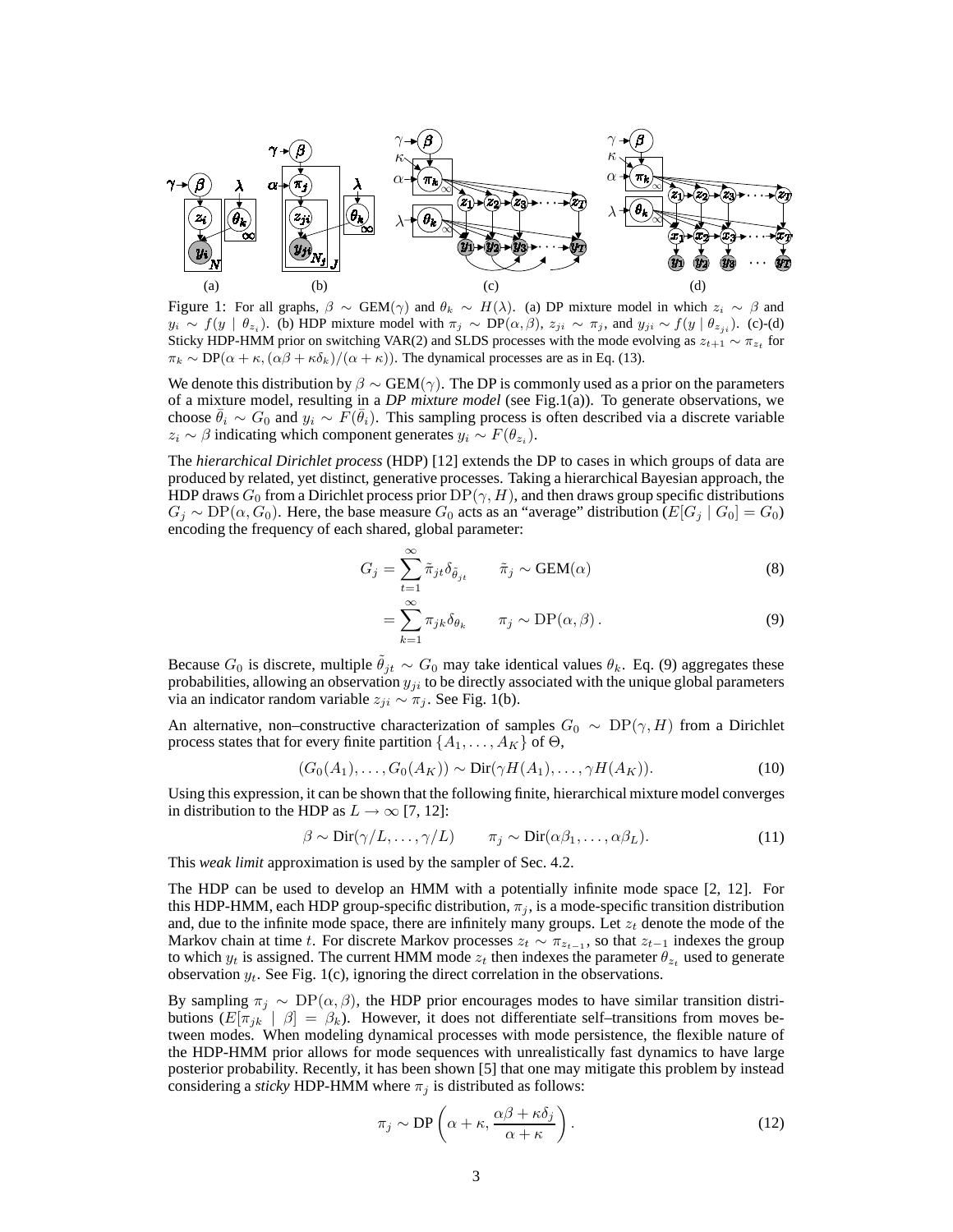Figure 1: For all graphs, $\beta \sim \text{GEM}(\gamma)$ and $\theta_k \sim H(\lambda)$. (a) DP mixture model in which $z_i \sim \beta$ and $y_i \sim f(y \mid \theta_{z_i})$. (b) HDP mixture model with $\pi_j \sim \text{DP}(\alpha, \beta)$, $z_{ji} \sim \pi_j$, and $y_{ji} \sim f(y \mid \theta_{z_{ji}})$. (c)-(d) Sticky HDP-HMM prior on switching VAR(2) and SLDS processes with the mode evolving as $z_{t+1} \sim \pi_{z_t}$ for $\pi_k \sim \text{DP}(\alpha + \kappa, (\alpha\beta + \kappa\delta_k)/(\alpha + \kappa))$. The dynamical processes are as in Eq. (13).

We denote this distribution by $\beta \sim \text{GEM}(\gamma)$. The DP is commonly used as a prior on the parameters of a mixture model, resulting in a *DP mixture model* (see Fig.1(a)). To generate observations, we choose $\bar{\theta}_i \sim G_0$ and $y_i \sim F(\bar{\theta}_i)$. This sampling process is often described via a discrete variable $z_i \sim \beta$ indicating which component generates $y_i \sim F(\theta_{z_i})$.

The *hierarchical Dirichlet process* (HDP) [12] extends the DP to cases in which groups of data are produced by related, yet distinct, generative processes. Taking a hierarchical Bayesian approach, the HDP draws $G_0$ from a Dirichlet process prior $\text{DP}(\gamma, H)$, and then draws group specific distributions $G_j \sim \text{DP}(\alpha, G_0)$. Here, the base measure $G_0$ acts as an "average" distribution ($E[G_j \mid G_0] = G_0$) encoding the frequency of each shared, global parameter:

$$G_j = \sum_{t=1}^{\infty} \tilde{\pi}_{jt} \delta_{\tilde{\theta}_{jt}} \qquad \tilde{\pi}_j \sim \text{GEM}(\alpha) \tag{8}$$

$$= \sum_{k=1}^{\infty} \pi_{jk} \delta_{\theta_k} \qquad \pi_j \sim \text{DP}(\alpha, \beta)\,. \tag{9}$$

Because $G_0$ is discrete, multiple $\tilde{\theta}_{jt} \sim G_0$ may take identical values $\theta_k$. Eq. (9) aggregates these probabilities, allowing an observation $y_{ji}$ to be directly associated with the unique global parameters via an indicator random variable $z_{ji} \sim \pi_j$. See Fig. 1(b).

An alternative, non–constructive characterization of samples $G_0 \sim \text{DP}(\gamma, H)$ from a Dirichlet process states that for every finite partition $\{A_1, \ldots, A_K\}$ of $\Theta$,

$$(G_0(A_1), \ldots, G_0(A_K)) \sim \text{Dir}(\gamma H(A_1), \ldots, \gamma H(A_K)). \tag{10}$$

Using this expression, it can be shown that the following finite, hierarchical mixture model converges in distribution to the HDP as $L \to \infty$ [7, 12]:

$$\beta \sim \text{Dir}(\gamma/L, \ldots, \gamma/L) \qquad \pi_j \sim \text{Dir}(\alpha\beta_1, \ldots, \alpha\beta_L). \tag{11}$$

This *weak limit* approximation is used by the sampler of Sec. 4.2.

The HDP can be used to develop an HMM with a potentially infinite mode space [2, 12]. For this HDP-HMM, each HDP group-specific distribution, $\pi_j$, is a mode-specific transition distribution and, due to the infinite mode space, there are infinitely many groups. Let $z_t$ denote the mode of the Markov chain at time $t$. For discrete Markov processes $z_t \sim \pi_{z_{t-1}}$, so that $z_{t-1}$ indexes the group to which $y_t$ is assigned. The current HMM mode $z_t$ then indexes the parameter $\theta_{z_t}$ used to generate observation $y_t$. See Fig. 1(c), ignoring the direct correlation in the observations.

By sampling $\pi_j \sim \text{DP}(\alpha, \beta)$, the HDP prior encourages modes to have similar transition distributions ($E[\pi_{jk} \mid \beta] = \beta_k$). However, it does not differentiate self–transitions from moves between modes. When modeling dynamical processes with mode persistence, the flexible nature of the HDP-HMM prior allows for mode sequences with unrealistically fast dynamics to have large posterior probability. Recently, it has been shown [5] that one may mitigate this problem by instead considering a *sticky* HDP-HMM where $\pi_j$ is distributed as follows:

$$\pi_j \sim \text{DP}\left(\alpha + \kappa, \frac{\alpha\beta + \kappa\delta_j}{\alpha + \kappa}\right). \tag{12}$$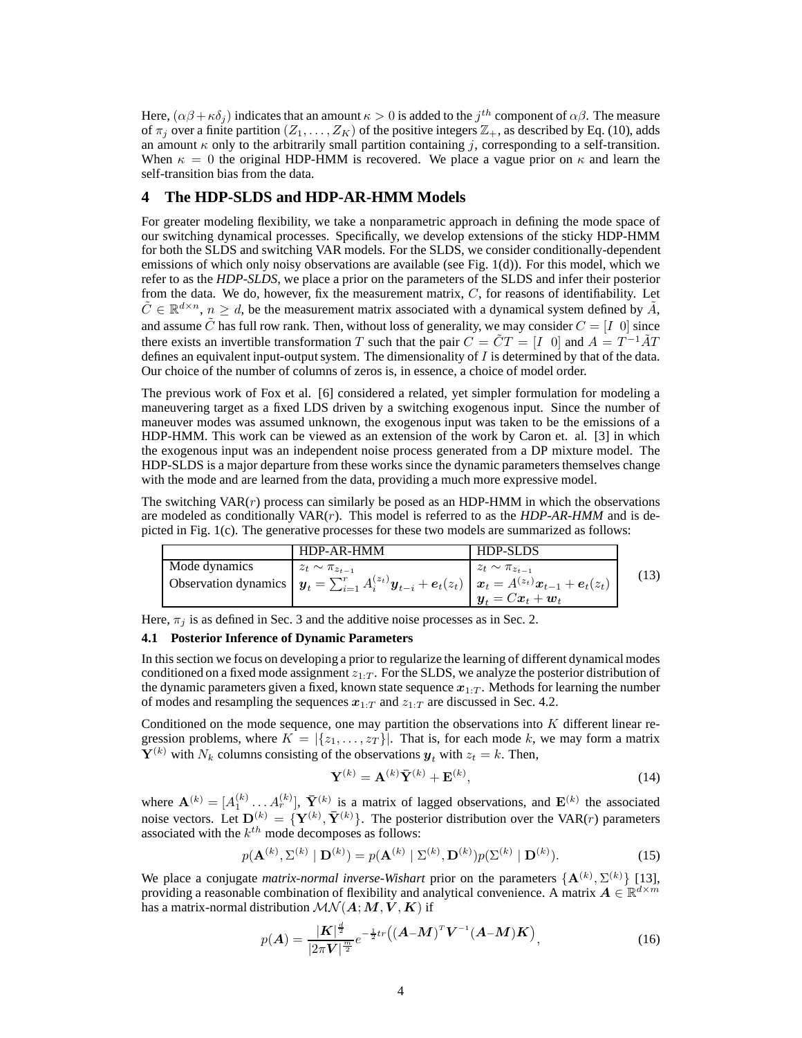Here, $(\alpha\beta + \kappa\delta_j)$ indicates that an amount $\kappa > 0$ is added to the $j^{th}$ component of $\alpha\beta$. The measure of $\pi_j$ over a finite partition $(Z_1, \ldots, Z_K)$ of the positive integers $\mathbb{Z}_+$, as described by Eq. (10), adds an amount $\kappa$ only to the arbitrarily small partition containing $j$, corresponding to a self-transition. When $\kappa = 0$ the original HDP-HMM is recovered. We place a vague prior on $\kappa$ and learn the self-transition bias from the data.

# 4 The HDP-SLDS and HDP-AR-HMM Models

For greater modeling flexibility, we take a nonparametric approach in defining the mode space of our switching dynamical processes. Specifically, we develop extensions of the sticky HDP-HMM for both the SLDS and switching VAR models. For the SLDS, we consider conditionally-dependent emissions of which only noisy observations are available (see Fig. 1(d)). For this model, which we refer to as the ***HDP-SLDS***, we place a prior on the parameters of the SLDS and infer their posterior from the data. We do, however, fix the measurement matrix, $C$, for reasons of identifiability. Let $\tilde{C} \in \mathbb{R}^{d \times n}$, $n \geq d$, be the measurement matrix associated with a dynamical system defined by $\tilde{A}$, and assume $\tilde{C}$ has full row rank. Then, without loss of generality, we may consider $C = [I \ \ 0]$ since there exists an invertible transformation $T$ such that the pair $C = \tilde{C}T = [I \ \ 0]$ and $A = T^{-1}\tilde{A}T$ defines an equivalent input-output system. The dimensionality of $I$ is determined by that of the data. Our choice of the number of columns of zeros is, in essence, a choice of model order.

The previous work of Fox et al. [6] considered a related, yet simpler formulation for modeling a maneuvering target as a fixed LDS driven by a switching exogenous input. Since the number of maneuver modes was assumed unknown, the exogenous input was taken to be the emissions of a HDP-HMM. This work can be viewed as an extension of the work by Caron et. al. [3] in which the exogenous input was an independent noise process generated from a DP mixture model. The HDP-SLDS is a major departure from these works since the dynamic parameters themselves change with the mode and are learned from the data, providing a much more expressive model.

The switching VAR($r$) process can similarly be posed as an HDP-HMM in which the observations are modeled as conditionally VAR($r$). This model is referred to as the ***HDP-AR-HMM*** and is depicted in Fig. 1(c). The generative processes for these two models are summarized as follows:

| | HDP-AR-HMM | HDP-SLDS |
|---|---|---|
| Mode dynamics | $z_t \sim \pi_{z_{t-1}}$ | $z_t \sim \pi_{z_{t-1}}$ |
| Observation dynamics | $\boldsymbol{y}_t = \sum_{i=1}^{r} A_i^{(z_t)} \boldsymbol{y}_{t-i} + \boldsymbol{e}_t(z_t)$ | $\boldsymbol{x}_t = A^{(z_t)} \boldsymbol{x}_{t-1} + \boldsymbol{e}_t(z_t)$ <br> $\boldsymbol{y}_t = C\boldsymbol{x}_t + \boldsymbol{w}_t$ |

(13)

Here, $\pi_j$ is as defined in Sec. 3 and the additive noise processes as in Sec. 2.

### 4.1 Posterior Inference of Dynamic Parameters

In this section we focus on developing a prior to regularize the learning of different dynamical modes conditioned on a fixed mode assignment $z_{1:T}$. For the SLDS, we analyze the posterior distribution of the dynamic parameters given a fixed, known state sequence $\boldsymbol{x}_{1:T}$. Methods for learning the number of modes and resampling the sequences $\boldsymbol{x}_{1:T}$ and $z_{1:T}$ are discussed in Sec. 4.2.

Conditioned on the mode sequence, one may partition the observations into $K$ different linear regression problems, where $K = |\{z_1, \ldots, z_T\}|$. That is, for each mode $k$, we may form a matrix $\mathbf{Y}^{(k)}$ with $N_k$ columns consisting of the observations $\boldsymbol{y}_t$ with $z_t = k$. Then,

$$\mathbf{Y}^{(k)} = \mathbf{A}^{(k)} \bar{\mathbf{Y}}^{(k)} + \mathbf{E}^{(k)}, \tag{14}$$

where $\mathbf{A}^{(k)} = [A_1^{(k)} \ldots A_r^{(k)}]$, $\bar{\mathbf{Y}}^{(k)}$ is a matrix of lagged observations, and $\mathbf{E}^{(k)}$ the associated noise vectors. Let $\mathbf{D}^{(k)} = \{\mathbf{Y}^{(k)}, \bar{\mathbf{Y}}^{(k)}\}$. The posterior distribution over the VAR($r$) parameters associated with the $k^{th}$ mode decomposes as follows:

$$p(\mathbf{A}^{(k)}, \Sigma^{(k)} \mid \mathbf{D}^{(k)}) = p(\mathbf{A}^{(k)} \mid \Sigma^{(k)}, \mathbf{D}^{(k)}) p(\Sigma^{(k)} \mid \mathbf{D}^{(k)}). \tag{15}$$

We place a conjugate *matrix-normal inverse-Wishart* prior on the parameters $\{\mathbf{A}^{(k)}, \Sigma^{(k)}\}$ [13], providing a reasonable combination of flexibility and analytical convenience. A matrix $\boldsymbol{A} \in \mathbb{R}^{d \times m}$ has a matrix-normal distribution $\mathcal{MN}(\boldsymbol{A}; \boldsymbol{M}, \boldsymbol{V}, \boldsymbol{K})$ if

$$p(\boldsymbol{A}) = \frac{|\boldsymbol{K}|^{\frac{d}{2}}}{|2\pi \boldsymbol{V}|^{\frac{m}{2}}} e^{-\frac{1}{2} tr\left( (\boldsymbol{A} - \boldsymbol{M})^T \boldsymbol{V}^{-1} (\boldsymbol{A} - \boldsymbol{M}) \boldsymbol{K} \right)}, \tag{16}$$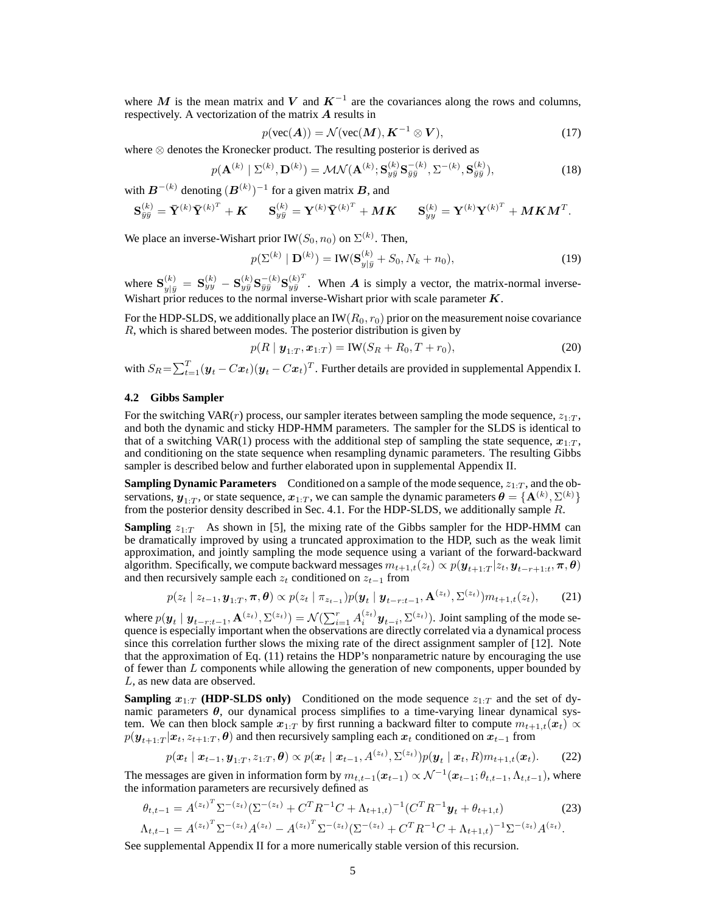where $\boldsymbol{M}$ is the mean matrix and $\boldsymbol{V}$ and $\boldsymbol{K}^{-1}$ are the covariances along the rows and columns, respectively. A vectorization of the matrix $\boldsymbol{A}$ results in

$$p(\text{vec}(\boldsymbol{A})) = \mathcal{N}(\text{vec}(\boldsymbol{M}), \boldsymbol{K}^{-1} \otimes \boldsymbol{V}), \tag{17}$$

where $\otimes$ denotes the Kronecker product. The resulting posterior is derived as

$$p(\mathbf{A}^{(k)} \mid \Sigma^{(k)}, \mathbf{D}^{(k)}) = \mathcal{MN}(\mathbf{A}^{(k)}; \mathbf{S}_{y\bar{y}}^{(k)} \mathbf{S}_{\bar{y}\bar{y}}^{-(k)}, \Sigma^{-(k)}, \mathbf{S}_{\bar{y}\bar{y}}^{(k)}), \tag{18}$$

with $\boldsymbol{B}^{-(k)}$ denoting $(\boldsymbol{B}^{(k)})^{-1}$ for a given matrix $\boldsymbol{B}$, and

$$\mathbf{S}_{\bar{y}\bar{y}}^{(k)} = \bar{\mathbf{Y}}^{(k)} \bar{\mathbf{Y}}^{(k)^T} + \boldsymbol{K} \qquad \mathbf{S}_{y\bar{y}}^{(k)} = \mathbf{Y}^{(k)} \bar{\mathbf{Y}}^{(k)^T} + \boldsymbol{M}\boldsymbol{K} \qquad \mathbf{S}_{yy}^{(k)} = \mathbf{Y}^{(k)} \mathbf{Y}^{(k)^T} + \boldsymbol{M}\boldsymbol{K}\boldsymbol{M}^T.$$

We place an inverse-Wishart prior $\text{IW}(S_0, n_0)$ on $\Sigma^{(k)}$. Then,

$$p(\Sigma^{(k)} \mid \mathbf{D}^{(k)}) = \text{IW}(\mathbf{S}_{y|\bar{y}}^{(k)} + S_0, N_k + n_0), \tag{19}$$

where $\mathbf{S}_{y|\bar{y}}^{(k)} = \mathbf{S}_{yy}^{(k)} - \mathbf{S}_{y\bar{y}}^{(k)} \mathbf{S}_{\bar{y}\bar{y}}^{-(k)} \mathbf{S}_{y\bar{y}}^{(k)^T}$. When $\boldsymbol{A}$ is simply a vector, the matrix-normal inverse-Wishart prior reduces to the normal inverse-Wishart prior with scale parameter $\boldsymbol{K}$.

For the HDP-SLDS, we additionally place an $\text{IW}(R_0, r_0)$ prior on the measurement noise covariance $R$, which is shared between modes. The posterior distribution is given by

$$p(R \mid \boldsymbol{y}_{1:T}, \boldsymbol{x}_{1:T}) = \text{IW}(S_R + R_0, T + r_0), \tag{20}$$

with $S_R = \sum_{t=1}^{T} (\boldsymbol{y}_t - C\boldsymbol{x}_t)(\boldsymbol{y}_t - C\boldsymbol{x}_t)^T$. Further details are provided in supplemental Appendix I.

### 4.2 Gibbs Sampler

For the switching VAR($r$) process, our sampler iterates between sampling the mode sequence, $z_{1:T}$, and both the dynamic and sticky HDP-HMM parameters. The sampler for the SLDS is identical to that of a switching VAR(1) process with the additional step of sampling the state sequence, $\boldsymbol{x}_{1:T}$, and conditioning on the state sequence when resampling dynamic parameters. The resulting Gibbs sampler is described below and further elaborated upon in supplemental Appendix II.

**Sampling Dynamic Parameters** Conditioned on a sample of the mode sequence, $z_{1:T}$, and the observations, $\boldsymbol{y}_{1:T}$, or state sequence, $\boldsymbol{x}_{1:T}$, we can sample the dynamic parameters $\boldsymbol{\theta} = \{\mathbf{A}^{(k)}, \Sigma^{(k)}\}$ from the posterior density described in Sec. 4.1. For the HDP-SLDS, we additionally sample $R$.

**Sampling $z_{1:T}$** As shown in [5], the mixing rate of the Gibbs sampler for the HDP-HMM can be dramatically improved by using a truncated approximation to the HDP, such as the weak limit approximation, and jointly sampling the mode sequence using a variant of the forward-backward algorithm. Specifically, we compute backward messages $m_{t+1,t}(z_t) \propto p(\boldsymbol{y}_{t+1:T} | z_t, \boldsymbol{y}_{t-r+1:t}, \boldsymbol{\pi}, \boldsymbol{\theta})$ and then recursively sample each $z_t$ conditioned on $z_{t-1}$ from

$$p(z_t \mid z_{t-1}, \boldsymbol{y}_{1:T}, \boldsymbol{\pi}, \boldsymbol{\theta}) \propto p(z_t \mid \pi_{z_{t-1}}) p(\boldsymbol{y}_t \mid \boldsymbol{y}_{t-r:t-1}, \mathbf{A}^{(z_t)}, \Sigma^{(z_t)}) m_{t+1,t}(z_t), \tag{21}$$

where $p(\boldsymbol{y}_t \mid \boldsymbol{y}_{t-r:t-1}, \mathbf{A}^{(z_t)}, \Sigma^{(z_t)}) = \mathcal{N}(\sum_{i=1}^{r} A_i^{(z_t)} \boldsymbol{y}_{t-i}, \Sigma^{(z_t)})$. Joint sampling of the mode sequence is especially important when the observations are directly correlated via a dynamical process since this correlation further slows the mixing rate of the direct assignment sampler of [12]. Note that the approximation of Eq. (11) retains the HDP's nonparametric nature by encouraging the use of fewer than $L$ components while allowing the generation of new components, upper bounded by $L$, as new data are observed.

**Sampling $\boldsymbol{x}_{1:T}$ (HDP-SLDS only)** Conditioned on the mode sequence $z_{1:T}$ and the set of dynamic parameters $\boldsymbol{\theta}$, our dynamical process simplifies to a time-varying linear dynamical system. We can then block sample $\boldsymbol{x}_{1:T}$ by first running a backward filter to compute $m_{t+1,t}(\boldsymbol{x}_t) \propto p(\boldsymbol{y}_{t+1:T} | \boldsymbol{x}_t, z_{t+1:T}, \boldsymbol{\theta})$ and then recursively sampling each $\boldsymbol{x}_t$ conditioned on $\boldsymbol{x}_{t-1}$ from

$$p(\boldsymbol{x}_t \mid \boldsymbol{x}_{t-1}, \boldsymbol{y}_{1:T}, z_{1:T}, \boldsymbol{\theta}) \propto p(\boldsymbol{x}_t \mid \boldsymbol{x}_{t-1}, A^{(z_t)}, \Sigma^{(z_t)}) p(\boldsymbol{y}_t \mid \boldsymbol{x}_t, R) m_{t+1,t}(\boldsymbol{x}_t). \tag{22}$$

The messages are given in information form by $m_{t,t-1}(\boldsymbol{x}_{t-1}) \propto \mathcal{N}^{-1}(\boldsymbol{x}_{t-1}; \theta_{t,t-1}, \Lambda_{t,t-1})$, where the information parameters are recursively defined as

$$\theta_{t,t-1} = A^{(z_t)^T} \Sigma^{-(z_t)} (\Sigma^{-(z_t)} + C^T R^{-1} C + \Lambda_{t+1,t})^{-1} (C^T R^{-1} \boldsymbol{y}_t + \theta_{t+1,t}) \tag{23}$$

$$\Lambda_{t,t-1} = A^{(z_t)^T} \Sigma^{-(z_t)} A^{(z_t)} - A^{(z_t)^T} \Sigma^{-(z_t)} (\Sigma^{-(z_t)} + C^T R^{-1} C + \Lambda_{t+1,t})^{-1} \Sigma^{-(z_t)} A^{(z_t)}.$$

See supplemental Appendix II for a more numerically stable version of this recursion.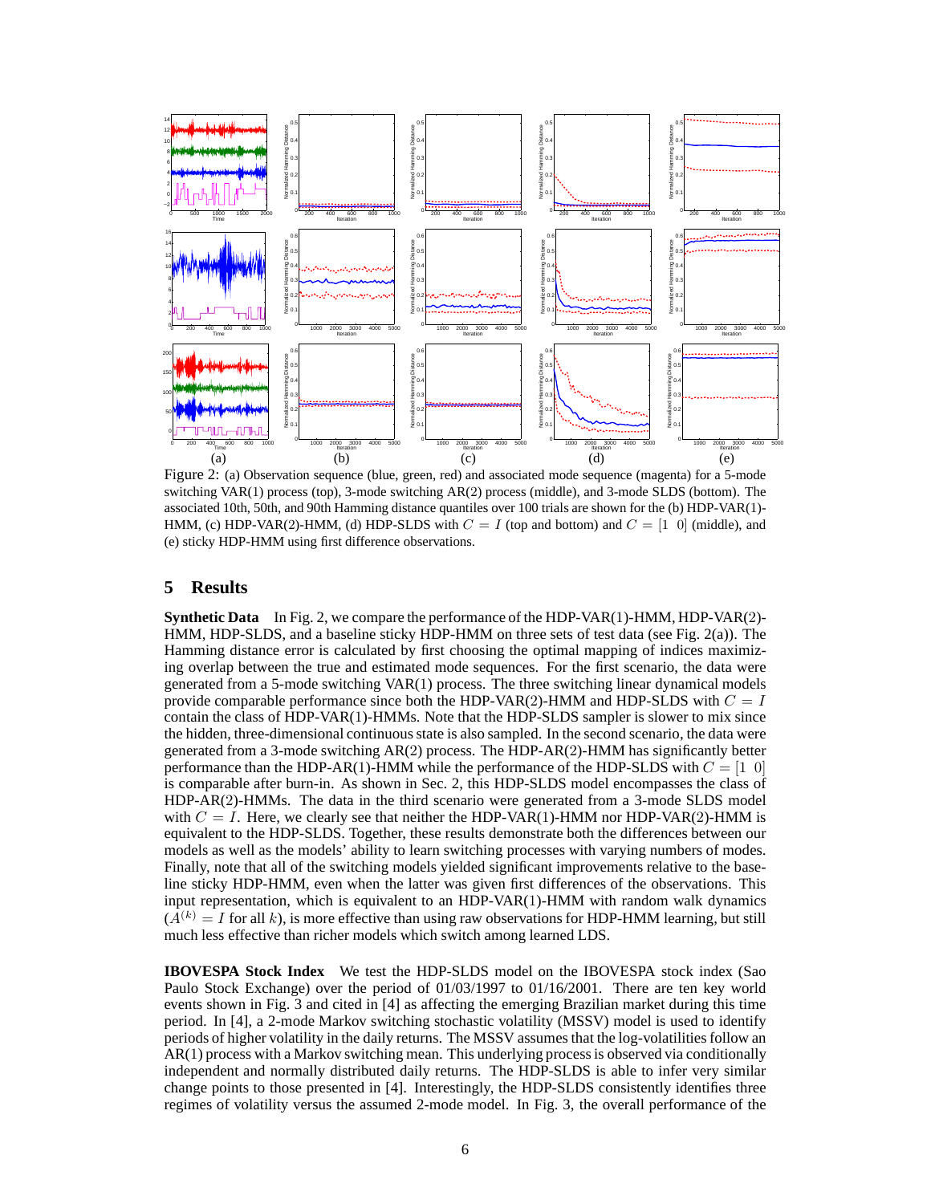Figure 2: (a) Observation sequence (blue, green, red) and associated mode sequence (magenta) for a 5-mode switching VAR(1) process (top), 3-mode switching AR(2) process (middle), and 3-mode SLDS (bottom). The associated 10th, 50th, and 90th Hamming distance quantiles over 100 trials are shown for the (b) HDP-VAR(1)-HMM, (c) HDP-VAR(2)-HMM, (d) HDP-SLDS with $C = I$ (top and bottom) and $C = [1 \;\; 0]$ (middle), and (e) sticky HDP-HMM using first difference observations.

## 5 Results

**Synthetic Data** In Fig. 2, we compare the performance of the HDP-VAR(1)-HMM, HDP-VAR(2)-HMM, HDP-SLDS, and a baseline sticky HDP-HMM on three sets of test data (see Fig. 2(a)). The Hamming distance error is calculated by first choosing the optimal mapping of indices maximizing overlap between the true and estimated mode sequences. For the first scenario, the data were generated from a 5-mode switching VAR(1) process. The three switching linear dynamical models provide comparable performance since both the HDP-VAR(2)-HMM and HDP-SLDS with $C = I$ contain the class of HDP-VAR(1)-HMMs. Note that the HDP-SLDS sampler is slower to mix since the hidden, three-dimensional continuous state is also sampled. In the second scenario, the data were generated from a 3-mode switching AR(2) process. The HDP-AR(2)-HMM has significantly better performance than the HDP-AR(1)-HMM while the performance of the HDP-SLDS with $C = [1 \;\; 0]$ is comparable after burn-in. As shown in Sec. 2, this HDP-SLDS model encompasses the class of HDP-AR(2)-HMMs. The data in the third scenario were generated from a 3-mode SLDS model with $C = I$. Here, we clearly see that neither the HDP-VAR(1)-HMM nor HDP-VAR(2)-HMM is equivalent to the HDP-SLDS. Together, these results demonstrate both the differences between our models as well as the models' ability to learn switching processes with varying numbers of modes. Finally, note that all of the switching models yielded significant improvements relative to the baseline sticky HDP-HMM, even when the latter was given first differences of the observations. This input representation, which is equivalent to an HDP-VAR(1)-HMM with random walk dynamics ($A^{(k)} = I$ for all $k$), is more effective than using raw observations for HDP-HMM learning, but still much less effective than richer models which switch among learned LDS.

**IBOVESPA Stock Index** We test the HDP-SLDS model on the IBOVESPA stock index (Sao Paulo Stock Exchange) over the period of 01/03/1997 to 01/16/2001. There are ten key world events shown in Fig. 3 and cited in [4] as affecting the emerging Brazilian market during this time period. In [4], a 2-mode Markov switching stochastic volatility (MSSV) model is used to identify periods of higher volatility in the daily returns. The MSSV assumes that the log-volatilities follow an AR(1) process with a Markov switching mean. This underlying process is observed via conditionally independent and normally distributed daily returns. The HDP-SLDS is able to infer very similar change points to those presented in [4]. Interestingly, the HDP-SLDS consistently identifies three regimes of volatility versus the assumed 2-mode model. In Fig. 3, the overall performance of the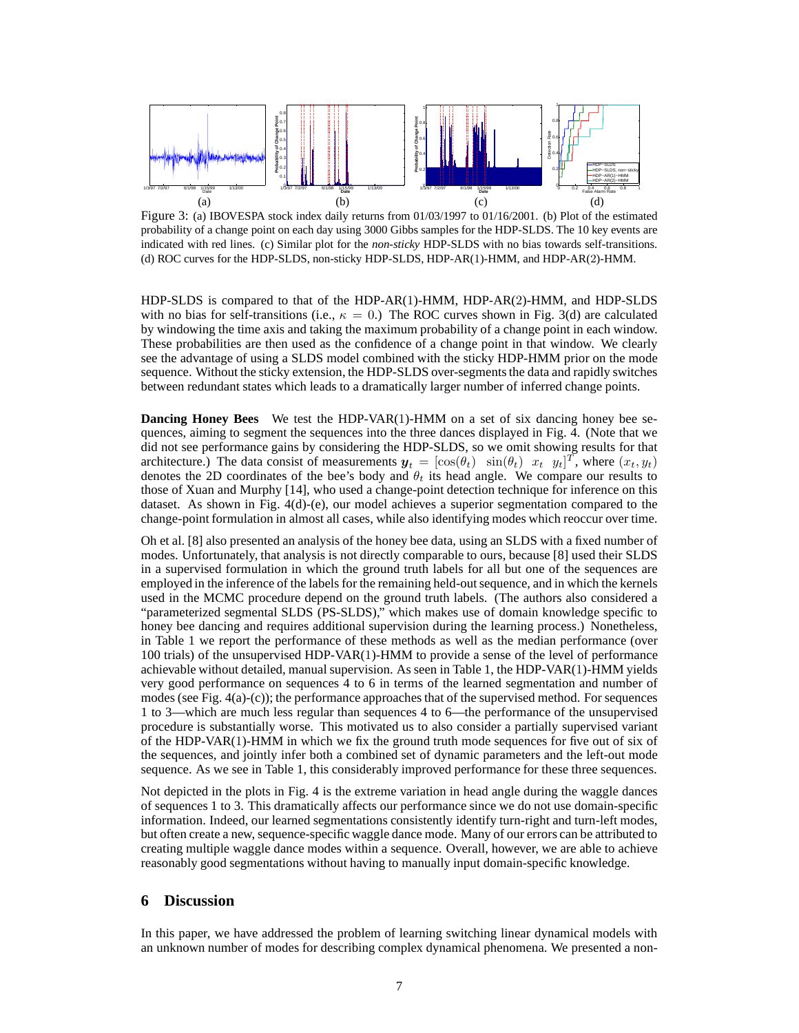Figure 3: (a) IBOVESPA stock index daily returns from 01/03/1997 to 01/16/2001. (b) Plot of the estimated probability of a change point on each day using 3000 Gibbs samples for the HDP-SLDS. The 10 key events are indicated with red lines. (c) Similar plot for the *non-sticky* HDP-SLDS with no bias towards self-transitions. (d) ROC curves for the HDP-SLDS, non-sticky HDP-SLDS, HDP-AR(1)-HMM, and HDP-AR(2)-HMM.

HDP-SLDS is compared to that of the HDP-AR(1)-HMM, HDP-AR(2)-HMM, and HDP-SLDS with no bias for self-transitions (i.e., $\kappa = 0$.) The ROC curves shown in Fig. 3(d) are calculated by windowing the time axis and taking the maximum probability of a change point in each window. These probabilities are then used as the confidence of a change point in that window. We clearly see the advantage of using a SLDS model combined with the sticky HDP-HMM prior on the mode sequence. Without the sticky extension, the HDP-SLDS over-segments the data and rapidly switches between redundant states which leads to a dramatically larger number of inferred change points.

**Dancing Honey Bees** We test the HDP-VAR(1)-HMM on a set of six dancing honey bee sequences, aiming to segment the sequences into the three dances displayed in Fig. 4. (Note that we did not see performance gains by considering the HDP-SLDS, so we omit showing results for that architecture.) The data consist of measurements $\boldsymbol{y}_t = [\cos(\theta_t) \;\; \sin(\theta_t) \;\; x_t \;\; y_t]^T$, where $(x_t, y_t)$ denotes the 2D coordinates of the bee's body and $\theta_t$ its head angle. We compare our results to those of Xuan and Murphy [14], who used a change-point detection technique for inference on this dataset. As shown in Fig. 4(d)-(e), our model achieves a superior segmentation compared to the change-point formulation in almost all cases, while also identifying modes which reoccur over time.

Oh et al. [8] also presented an analysis of the honey bee data, using an SLDS with a fixed number of modes. Unfortunately, that analysis is not directly comparable to ours, because [8] used their SLDS in a supervised formulation in which the ground truth labels for all but one of the sequences are employed in the inference of the labels for the remaining held-out sequence, and in which the kernels used in the MCMC procedure depend on the ground truth labels. (The authors also considered a "parameterized segmental SLDS (PS-SLDS)," which makes use of domain knowledge specific to honey bee dancing and requires additional supervision during the learning process.) Nonetheless, in Table 1 we report the performance of these methods as well as the median performance (over 100 trials) of the unsupervised HDP-VAR(1)-HMM to provide a sense of the level of performance achievable without detailed, manual supervision. As seen in Table 1, the HDP-VAR(1)-HMM yields very good performance on sequences 4 to 6 in terms of the learned segmentation and number of modes (see Fig. 4(a)-(c)); the performance approaches that of the supervised method. For sequences 1 to 3—which are much less regular than sequences 4 to 6—the performance of the unsupervised procedure is substantially worse. This motivated us to also consider a partially supervised variant of the HDP-VAR(1)-HMM in which we fix the ground truth mode sequences for five out of six of the sequences, and jointly infer both a combined set of dynamic parameters and the left-out mode sequence. As we see in Table 1, this considerably improved performance for these three sequences.

Not depicted in the plots in Fig. 4 is the extreme variation in head angle during the waggle dances of sequences 1 to 3. This dramatically affects our performance since we do not use domain-specific information. Indeed, our learned segmentations consistently identify turn-right and turn-left modes, but often create a new, sequence-specific waggle dance mode. Many of our errors can be attributed to creating multiple waggle dance modes within a sequence. Overall, however, we are able to achieve reasonably good segmentations without having to manually input domain-specific knowledge.

## 6 Discussion

In this paper, we have addressed the problem of learning switching linear dynamical models with an unknown number of modes for describing complex dynamical phenomena. We presented a non-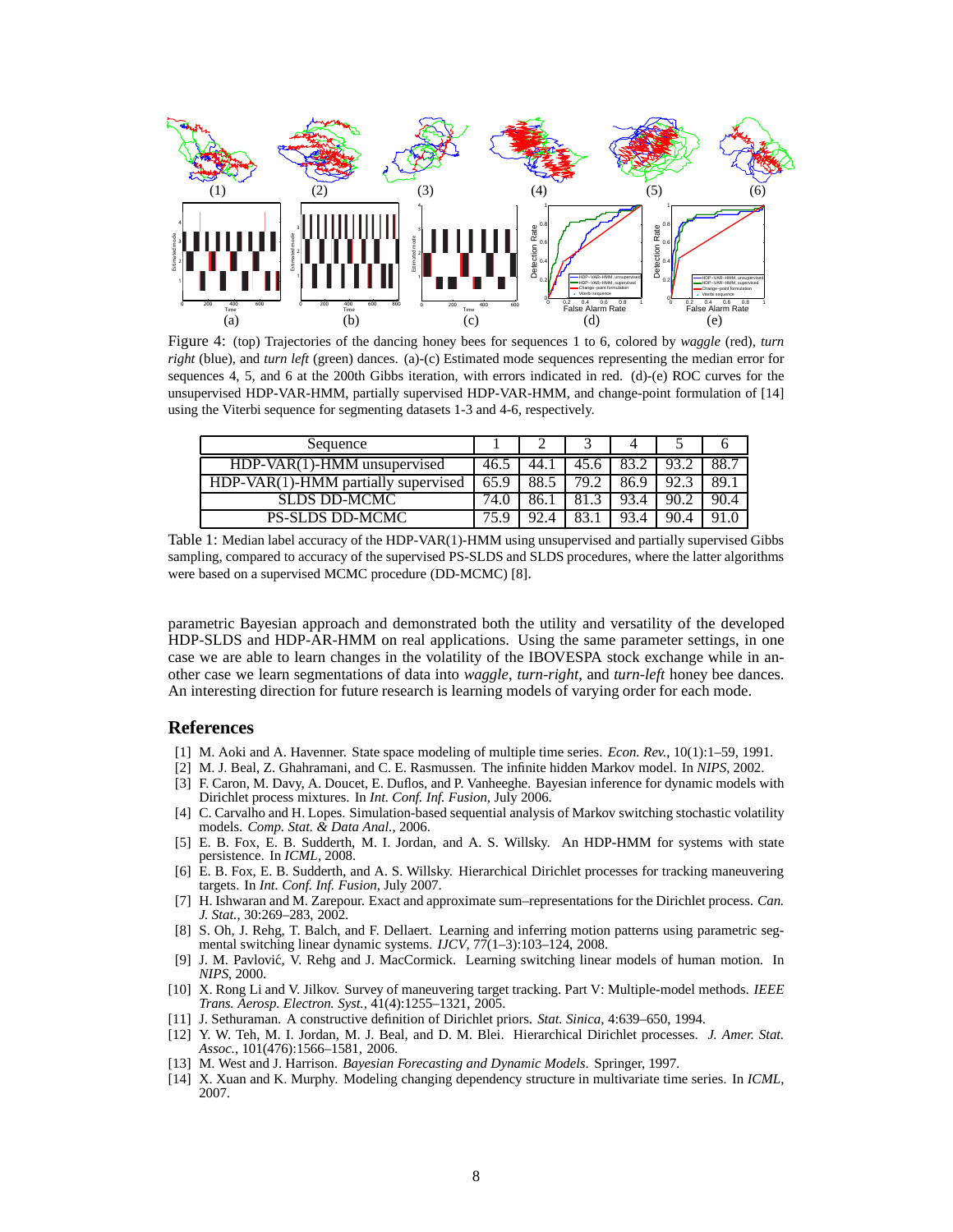Figure 4: (top) Trajectories of the dancing honey bees for sequences 1 to 6, colored by *waggle* (red), *turn right* (blue), and *turn left* (green) dances. (a)-(c) Estimated mode sequences representing the median error for sequences 4, 5, and 6 at the 200th Gibbs iteration, with errors indicated in red. (d)-(e) ROC curves for the unsupervised HDP-VAR-HMM, partially supervised HDP-VAR-HMM, and change-point formulation of [14] using the Viterbi sequence for segmenting datasets 1-3 and 4-6, respectively.

| Sequence | 1 | 2 | 3 | 4 | 5 | 6 |
|---|---|---|---|---|---|---|
| HDP-VAR(1)-HMM unsupervised | 46.5 | 44.1 | 45.6 | 83.2 | 93.2 | 88.7 |
| HDP-VAR(1)-HMM partially supervised | 65.9 | 88.5 | 79.2 | 86.9 | 92.3 | 89.1 |
| SLDS DD-MCMC | 74.0 | 86.1 | 81.3 | 93.4 | 90.2 | 90.4 |
| PS-SLDS DD-MCMC | 75.9 | 92.4 | 83.1 | 93.4 | 90.4 | 91.0 |

Table 1: Median label accuracy of the HDP-VAR(1)-HMM using unsupervised and partially supervised Gibbs sampling, compared to accuracy of the supervised PS-SLDS and SLDS procedures, where the latter algorithms were based on a supervised MCMC procedure (DD-MCMC) [8].

parametric Bayesian approach and demonstrated both the utility and versatility of the developed HDP-SLDS and HDP-AR-HMM on real applications. Using the same parameter settings, in one case we are able to learn changes in the volatility of the IBOVESPA stock exchange while in another case we learn segmentations of data into *waggle*, *turn-right*, and *turn-left* honey bee dances. An interesting direction for future research is learning models of varying order for each mode.

## References

[1] M. Aoki and A. Havenner. State space modeling of multiple time series. *Econ. Rev.*, 10(1):1–59, 1991.

[2] M. J. Beal, Z. Ghahramani, and C. E. Rasmussen. The infinite hidden Markov model. In *NIPS*, 2002.

[3] F. Caron, M. Davy, A. Doucet, E. Duflos, and P. Vanheeghe. Bayesian inference for dynamic models with Dirichlet process mixtures. In *Int. Conf. Inf. Fusion*, July 2006.

[4] C. Carvalho and H. Lopes. Simulation-based sequential analysis of Markov switching stochastic volatility models. *Comp. Stat. & Data Anal.*, 2006.

[5] E. B. Fox, E. B. Sudderth, M. I. Jordan, and A. S. Willsky. An HDP-HMM for systems with state persistence. In *ICML*, 2008.

[6] E. B. Fox, E. B. Sudderth, and A. S. Willsky. Hierarchical Dirichlet processes for tracking maneuvering targets. In *Int. Conf. Inf. Fusion*, July 2007.

[7] H. Ishwaran and M. Zarepour. Exact and approximate sum–representations for the Dirichlet process. *Can. J. Stat.*, 30:269–283, 2002.

[8] S. Oh, J. Rehg, T. Balch, and F. Dellaert. Learning and inferring motion patterns using parametric segmental switching linear dynamic systems. *IJCV*, 77(1–3):103–124, 2008.

[9] J. M. Pavlović, V. Rehg and J. MacCormick. Learning switching linear models of human motion. In *NIPS*, 2000.

[10] X. Rong Li and V. Jilkov. Survey of maneuvering target tracking. Part V: Multiple-model methods. *IEEE Trans. Aerosp. Electron. Syst.*, 41(4):1255–1321, 2005.

[11] J. Sethuraman. A constructive definition of Dirichlet priors. *Stat. Sinica*, 4:639–650, 1994.

[12] Y. W. Teh, M. I. Jordan, M. J. Beal, and D. M. Blei. Hierarchical Dirichlet processes. *J. Amer. Stat. Assoc.*, 101(476):1566–1581, 2006.

[13] M. West and J. Harrison. *Bayesian Forecasting and Dynamic Models*. Springer, 1997.

[14] X. Xuan and K. Murphy. Modeling changing dependency structure in multivariate time series. In *ICML*, 2007.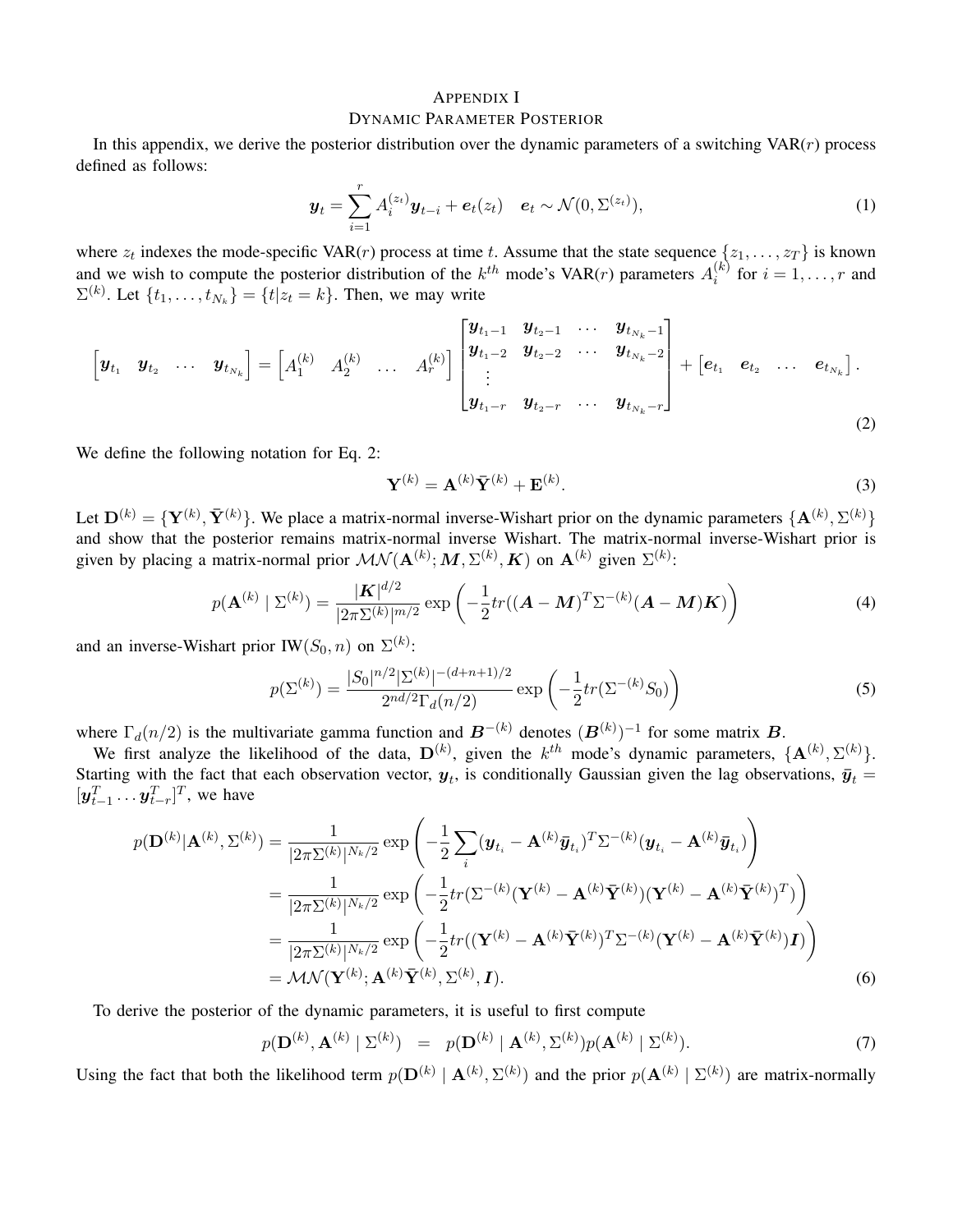# Appendix I
## Dynamic Parameter Posterior

In this appendix, we derive the posterior distribution over the dynamic parameters of a switching VAR($r$) process defined as follows:

$$\boldsymbol{y}_t = \sum_{i=1}^{r} A_i^{(z_t)} \boldsymbol{y}_{t-i} + \boldsymbol{e}_t(z_t) \quad \boldsymbol{e}_t \sim \mathcal{N}(0, \Sigma^{(z_t)}), \tag{1}$$

where $z_t$ indexes the mode-specific VAR($r$) process at time $t$. Assume that the state sequence $\{z_1, \ldots, z_T\}$ is known and we wish to compute the posterior distribution of the $k^{th}$ mode's VAR($r$) parameters $A_i^{(k)}$ for $i = 1, \ldots, r$ and $\Sigma^{(k)}$. Let $\{t_1, \ldots, t_{N_k}\} = \{t | z_t = k\}$. Then, we may write

$$\begin{bmatrix} \boldsymbol{y}_{t_1} & \boldsymbol{y}_{t_2} & \cdots & \boldsymbol{y}_{t_{N_k}} \end{bmatrix} = \begin{bmatrix} A_1^{(k)} & A_2^{(k)} & \ldots & A_r^{(k)} \end{bmatrix} \begin{bmatrix} \boldsymbol{y}_{t_1-1} & \boldsymbol{y}_{t_2-1} & \cdots & \boldsymbol{y}_{t_{N_k}-1} \\ \boldsymbol{y}_{t_1-2} & \boldsymbol{y}_{t_2-2} & \cdots & \boldsymbol{y}_{t_{N_k}-2} \\ \vdots & & & \\ \boldsymbol{y}_{t_1-r} & \boldsymbol{y}_{t_2-r} & \cdots & \boldsymbol{y}_{t_{N_k}-r} \end{bmatrix} + \begin{bmatrix} \boldsymbol{e}_{t_1} & \boldsymbol{e}_{t_2} & \ldots & \boldsymbol{e}_{t_{N_k}} \end{bmatrix}. \tag{2}$$

We define the following notation for Eq. 2:

$$\mathbf{Y}^{(k)} = \mathbf{A}^{(k)} \bar{\mathbf{Y}}^{(k)} + \mathbf{E}^{(k)}. \tag{3}$$

Let $\mathbf{D}^{(k)} = \{\mathbf{Y}^{(k)}, \bar{\mathbf{Y}}^{(k)}\}$. We place a matrix-normal inverse-Wishart prior on the dynamic parameters $\{\mathbf{A}^{(k)}, \Sigma^{(k)}\}$ and show that the posterior remains matrix-normal inverse Wishart. The matrix-normal inverse-Wishart prior is given by placing a matrix-normal prior $\mathcal{MN}(\mathbf{A}^{(k)}; \boldsymbol{M}, \Sigma^{(k)}, \boldsymbol{K})$ on $\mathbf{A}^{(k)}$ given $\Sigma^{(k)}$:

$$p(\mathbf{A}^{(k)} \mid \Sigma^{(k)}) = \frac{|\boldsymbol{K}|^{d/2}}{|2\pi\Sigma^{(k)}|^{m/2}} \exp\left(-\frac{1}{2} tr((\boldsymbol{A} - \boldsymbol{M})^T \Sigma^{-(k)} (\boldsymbol{A} - \boldsymbol{M})\boldsymbol{K})\right) \tag{4}$$

and an inverse-Wishart prior IW$(S_0, n)$ on $\Sigma^{(k)}$:

$$p(\Sigma^{(k)}) = \frac{|S_0|^{n/2} |\Sigma^{(k)}|^{-(d+n+1)/2}}{2^{nd/2}\Gamma_d(n/2)} \exp\left(-\frac{1}{2} tr(\Sigma^{-(k)} S_0)\right) \tag{5}$$

where $\Gamma_d(n/2)$ is the multivariate gamma function and $\boldsymbol{B}^{-(k)}$ denotes $(\boldsymbol{B}^{(k)})^{-1}$ for some matrix $\boldsymbol{B}$.

We first analyze the likelihood of the data, $\mathbf{D}^{(k)}$, given the $k^{th}$ mode's dynamic parameters, $\{\mathbf{A}^{(k)}, \Sigma^{(k)}\}$. Starting with the fact that each observation vector, $\boldsymbol{y}_t$, is conditionally Gaussian given the lag observations, $\bar{\boldsymbol{y}}_t = [\boldsymbol{y}_{t-1}^T \ldots \boldsymbol{y}_{t-r}^T]^T$, we have

$$\begin{aligned}
p(\mathbf{D}^{(k)} | \mathbf{A}^{(k)}, \Sigma^{(k)}) &= \frac{1}{|2\pi\Sigma^{(k)}|^{N_k/2}} \exp\left(-\frac{1}{2} \sum_i (\boldsymbol{y}_{t_i} - \mathbf{A}^{(k)} \bar{\boldsymbol{y}}_{t_i})^T \Sigma^{-(k)} (\boldsymbol{y}_{t_i} - \mathbf{A}^{(k)} \bar{\boldsymbol{y}}_{t_i})\right) \\
&= \frac{1}{|2\pi\Sigma^{(k)}|^{N_k/2}} \exp\left(-\frac{1}{2} tr(\Sigma^{-(k)} (\mathbf{Y}^{(k)} - \mathbf{A}^{(k)} \bar{\mathbf{Y}}^{(k)})(\mathbf{Y}^{(k)} - \mathbf{A}^{(k)} \bar{\mathbf{Y}}^{(k)})^T)\right) \\
&= \frac{1}{|2\pi\Sigma^{(k)}|^{N_k/2}} \exp\left(-\frac{1}{2} tr((\mathbf{Y}^{(k)} - \mathbf{A}^{(k)} \bar{\mathbf{Y}}^{(k)})^T \Sigma^{-(k)} (\mathbf{Y}^{(k)} - \mathbf{A}^{(k)} \bar{\mathbf{Y}}^{(k)}) \boldsymbol{I})\right) \\
&= \mathcal{MN}(\mathbf{Y}^{(k)}; \mathbf{A}^{(k)} \bar{\mathbf{Y}}^{(k)}, \Sigma^{(k)}, \boldsymbol{I}).
\end{aligned} \tag{6}$$

To derive the posterior of the dynamic parameters, it is useful to first compute

$$p(\mathbf{D}^{(k)}, \mathbf{A}^{(k)} \mid \Sigma^{(k)}) \;\; = \;\; p(\mathbf{D}^{(k)} \mid \mathbf{A}^{(k)}, \Sigma^{(k)}) p(\mathbf{A}^{(k)} \mid \Sigma^{(k)}). \tag{7}$$

Using the fact that both the likelihood term $p(\mathbf{D}^{(k)} \mid \mathbf{A}^{(k)}, \Sigma^{(k)})$ and the prior $p(\mathbf{A}^{(k)} \mid \Sigma^{(k)})$ are matrix-normally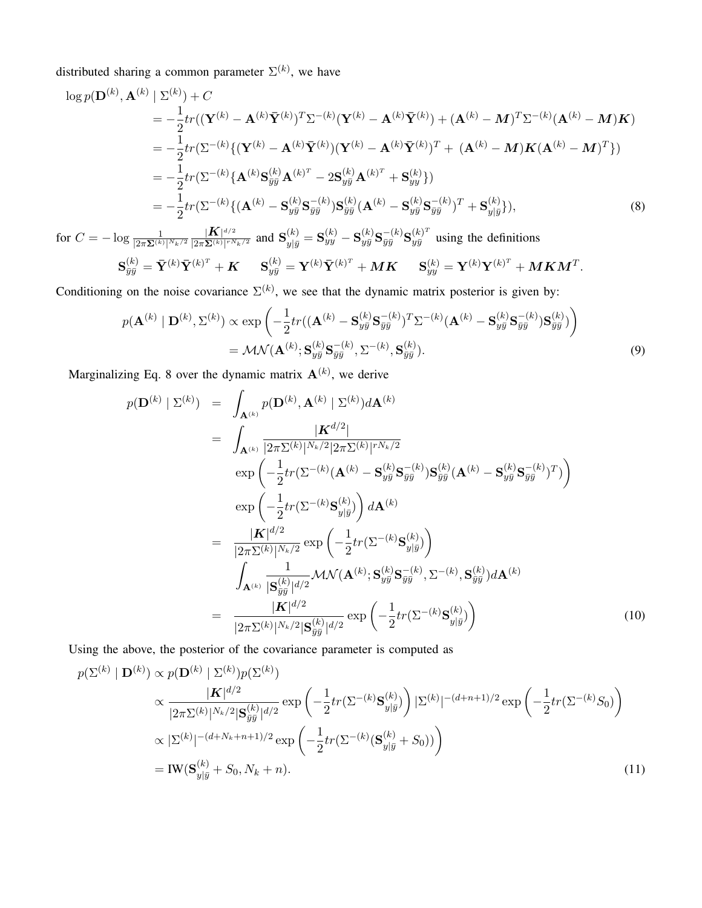distributed sharing a common parameter $\Sigma^{(k)}$, we have

$$
\begin{aligned}
\log p(\mathbf{D}^{(k)}, \mathbf{A}^{(k)} \mid \Sigma^{(k)}) + C \\
&= -\frac{1}{2} tr((\mathbf{Y}^{(k)} - \mathbf{A}^{(k)}\bar{\mathbf{Y}}^{(k)})^T \Sigma^{-(k)} (\mathbf{Y}^{(k)} - \mathbf{A}^{(k)}\bar{\mathbf{Y}}^{(k)}) + (\mathbf{A}^{(k)} - \boldsymbol{M})^T \Sigma^{-(k)} (\mathbf{A}^{(k)} - \boldsymbol{M})\boldsymbol{K}) \\
&= -\frac{1}{2} tr(\Sigma^{-(k)}\{(\mathbf{Y}^{(k)} - \mathbf{A}^{(k)}\bar{\mathbf{Y}}^{(k)})(\mathbf{Y}^{(k)} - \mathbf{A}^{(k)}\bar{\mathbf{Y}}^{(k)})^T + \ (\mathbf{A}^{(k)} - \boldsymbol{M})\boldsymbol{K}(\mathbf{A}^{(k)} - \boldsymbol{M})^T\}) \\
&= -\frac{1}{2} tr(\Sigma^{-(k)}\{\mathbf{A}^{(k)}\mathbf{S}^{(k)}_{\bar{y}\bar{y}}\mathbf{A}^{(k)^T} - 2\mathbf{S}^{(k)}_{y\bar{y}}\mathbf{A}^{(k)^T} + \mathbf{S}^{(k)}_{yy}\}) \\
&= -\frac{1}{2} tr(\Sigma^{-(k)}\{(\mathbf{A}^{(k)} - \mathbf{S}^{(k)}_{y\bar{y}}\mathbf{S}^{-(k)}_{\bar{y}\bar{y}})\mathbf{S}^{(k)}_{\bar{y}\bar{y}}(\mathbf{A}^{(k)} - \mathbf{S}^{(k)}_{y\bar{y}}\mathbf{S}^{-(k)}_{\bar{y}\bar{y}})^T + \mathbf{S}^{(k)}_{y|\bar{y}}\}),
\end{aligned} \tag{8}
$$

for $C = -\log \frac{1}{|2\pi\boldsymbol{\Sigma}^{(k)}|^{N_k/2}} \frac{|\boldsymbol{K}|^{d/2}}{|2\pi\boldsymbol{\Sigma}^{(k)}|^{rN_k/2}}$ and $\mathbf{S}^{(k)}_{y|\bar{y}} = \mathbf{S}^{(k)}_{yy} - \mathbf{S}^{(k)}_{y\bar{y}}\mathbf{S}^{-(k)}_{\bar{y}\bar{y}}\mathbf{S}^{(k)^T}_{y\bar{y}}$ using the definitions

$$
\mathbf{S}^{(k)}_{\bar{y}\bar{y}} = \bar{\mathbf{Y}}^{(k)}\bar{\mathbf{Y}}^{(k)^T} + \boldsymbol{K} \qquad \mathbf{S}^{(k)}_{y\bar{y}} = \mathbf{Y}^{(k)}\bar{\mathbf{Y}}^{(k)^T} + \boldsymbol{MK} \qquad \mathbf{S}^{(k)}_{yy} = \mathbf{Y}^{(k)}\mathbf{Y}^{(k)^T} + \boldsymbol{MKM}^T.
$$

Conditioning on the noise covariance $\Sigma^{(k)}$, we see that the dynamic matrix posterior is given by:

$$
\begin{aligned}
p(\mathbf{A}^{(k)} \mid \mathbf{D}^{(k)}, \Sigma^{(k)}) &\propto \exp\left(-\frac{1}{2} tr((\mathbf{A}^{(k)} - \mathbf{S}^{(k)}_{y\bar{y}}\mathbf{S}^{-(k)}_{\bar{y}\bar{y}})^T \Sigma^{-(k)} (\mathbf{A}^{(k)} - \mathbf{S}^{(k)}_{y\bar{y}}\mathbf{S}^{-(k)}_{\bar{y}\bar{y}})\mathbf{S}^{(k)}_{\bar{y}\bar{y}})\right) \\
&= \mathcal{MN}(\mathbf{A}^{(k)}; \mathbf{S}^{(k)}_{y\bar{y}}\mathbf{S}^{-(k)}_{\bar{y}\bar{y}}, \Sigma^{-(k)}, \mathbf{S}^{(k)}_{\bar{y}\bar{y}}).
\end{aligned} \tag{9}
$$

Marginalizing Eq. 8 over the dynamic matrix $\mathbf{A}^{(k)}$, we derive

$$
\begin{aligned}
p(\mathbf{D}^{(k)} \mid \Sigma^{(k)}) &= \int_{\mathbf{A}^{(k)}} p(\mathbf{D}^{(k)}, \mathbf{A}^{(k)} \mid \Sigma^{(k)}) d\mathbf{A}^{(k)} \\
&= \int_{\mathbf{A}^{(k)}} \frac{|\boldsymbol{K}^{d/2}|}{|2\pi\Sigma^{(k)}|^{N_k/2}|2\pi\Sigma^{(k)}|^{rN_k/2}} \\
&\quad \exp\left(-\frac{1}{2} tr(\Sigma^{-(k)}(\mathbf{A}^{(k)} - \mathbf{S}^{(k)}_{y\bar{y}}\mathbf{S}^{-(k)}_{\bar{y}\bar{y}})\mathbf{S}^{(k)}_{\bar{y}\bar{y}}(\mathbf{A}^{(k)} - \mathbf{S}^{(k)}_{y\bar{y}}\mathbf{S}^{-(k)}_{\bar{y}\bar{y}})^T)\right) \\
&\quad \exp\left(-\frac{1}{2} tr(\Sigma^{-(k)}\mathbf{S}^{(k)}_{y|\bar{y}})\right) d\mathbf{A}^{(k)} \\
&= \frac{|\boldsymbol{K}|^{d/2}}{|2\pi\Sigma^{(k)}|^{N_k/2}} \exp\left(-\frac{1}{2} tr(\Sigma^{-(k)}\mathbf{S}^{(k)}_{y|\bar{y}})\right) \\
&\quad \int_{\mathbf{A}^{(k)}} \frac{1}{|\mathbf{S}^{(k)}_{\bar{y}\bar{y}}|^{d/2}} \mathcal{MN}(\mathbf{A}^{(k)}; \mathbf{S}^{(k)}_{y\bar{y}}\mathbf{S}^{-(k)}_{\bar{y}\bar{y}}, \Sigma^{-(k)}, \mathbf{S}^{(k)}_{\bar{y}\bar{y}}) d\mathbf{A}^{(k)} \\
&= \frac{|\boldsymbol{K}|^{d/2}}{|2\pi\Sigma^{(k)}|^{N_k/2}|\mathbf{S}^{(k)}_{\bar{y}\bar{y}}|^{d/2}} \exp\left(-\frac{1}{2} tr(\Sigma^{-(k)}\mathbf{S}^{(k)}_{y|\bar{y}})\right)
\end{aligned} \tag{10}
$$

Using the above, the posterior of the covariance parameter is computed as

$$
\begin{aligned}
p(\Sigma^{(k)} \mid \mathbf{D}^{(k)}) &\propto p(\mathbf{D}^{(k)} \mid \Sigma^{(k)}) p(\Sigma^{(k)}) \\
&\propto \frac{|\boldsymbol{K}|^{d/2}}{|2\pi\Sigma^{(k)}|^{N_k/2}|\mathbf{S}^{(k)}_{\bar{y}\bar{y}}|^{d/2}} \exp\left(-\frac{1}{2} tr(\Sigma^{-(k)}\mathbf{S}^{(k)}_{y|\bar{y}})\right) |\Sigma^{(k)}|^{-(d+n+1)/2} \exp\left(-\frac{1}{2} tr(\Sigma^{-(k)}S_0)\right) \\
&\propto |\Sigma^{(k)}|^{-(d+N_k+n+1)/2} \exp\left(-\frac{1}{2} tr(\Sigma^{-(k)}(\mathbf{S}^{(k)}_{y|\bar{y}} + S_0))\right) \\
&= \mathbf{IW}(\mathbf{S}^{(k)}_{y|\bar{y}} + S_0, N_k + n).
\end{aligned} \tag{11}
$$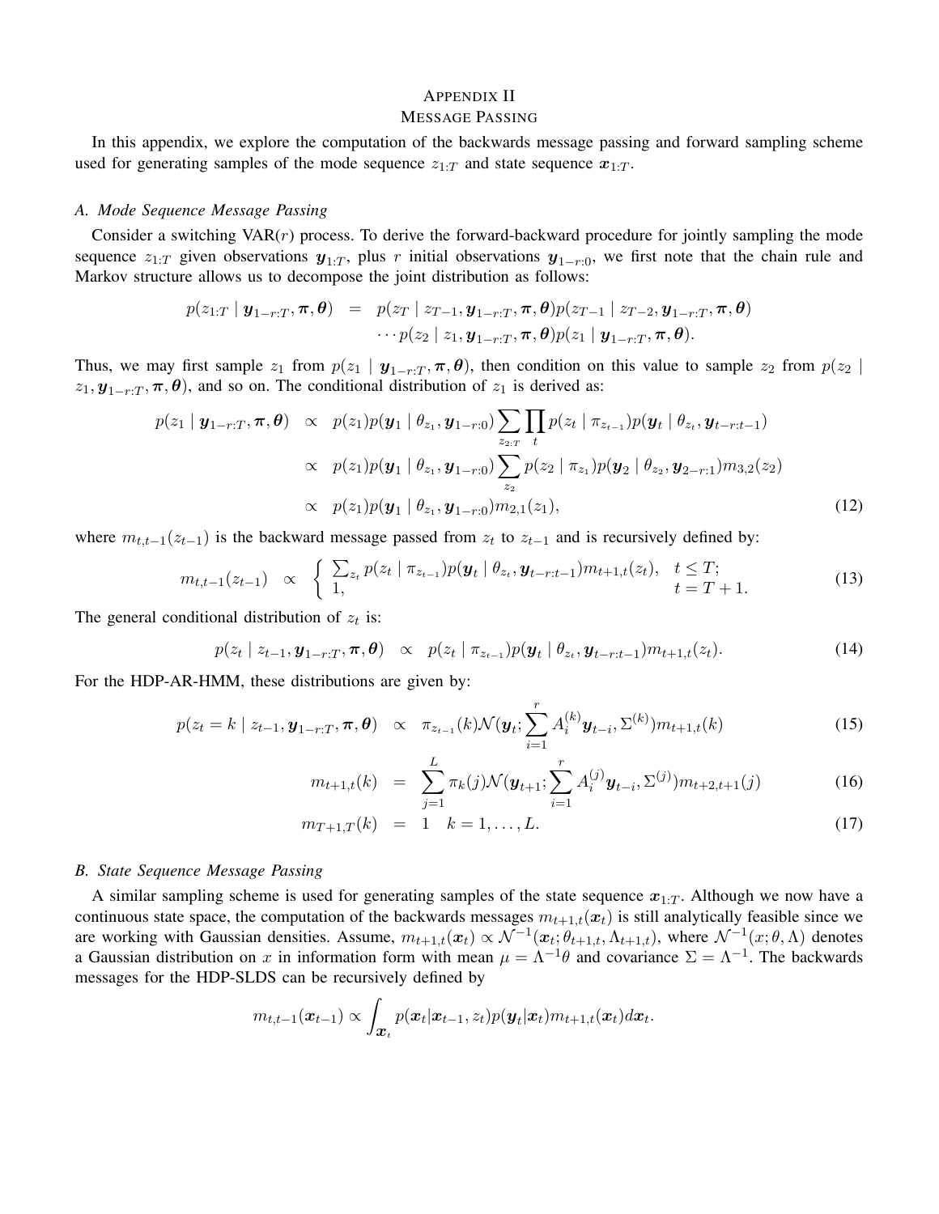# APPENDIX II
## MESSAGE PASSING

In this appendix, we explore the computation of the backwards message passing and forward sampling scheme used for generating samples of the mode sequence $z_{1:T}$ and state sequence $\boldsymbol{x}_{1:T}$.

### *A. Mode Sequence Message Passing*

Consider a switching VAR($r$) process. To derive the forward-backward procedure for jointly sampling the mode sequence $z_{1:T}$ given observations $\boldsymbol{y}_{1:T}$, plus $r$ initial observations $\boldsymbol{y}_{1-r:0}$, we first note that the chain rule and Markov structure allows us to decompose the joint distribution as follows:

$$
\begin{aligned}
p(z_{1:T} \mid \boldsymbol{y}_{1-r:T}, \boldsymbol{\pi}, \boldsymbol{\theta}) &= p(z_T \mid z_{T-1}, \boldsymbol{y}_{1-r:T}, \boldsymbol{\pi}, \boldsymbol{\theta}) p(z_{T-1} \mid z_{T-2}, \boldsymbol{y}_{1-r:T}, \boldsymbol{\pi}, \boldsymbol{\theta}) \\
&\quad \cdots p(z_2 \mid z_1, \boldsymbol{y}_{1-r:T}, \boldsymbol{\pi}, \boldsymbol{\theta}) p(z_1 \mid \boldsymbol{y}_{1-r:T}, \boldsymbol{\pi}, \boldsymbol{\theta}).
\end{aligned}
$$

Thus, we may first sample $z_1$ from $p(z_1 \mid \boldsymbol{y}_{1-r:T}, \boldsymbol{\pi}, \boldsymbol{\theta})$, then condition on this value to sample $z_2$ from $p(z_2 \mid z_1, \boldsymbol{y}_{1-r:T}, \boldsymbol{\pi}, \boldsymbol{\theta})$, and so on. The conditional distribution of $z_1$ is derived as:

$$
\begin{aligned}
p(z_1 \mid \boldsymbol{y}_{1-r:T}, \boldsymbol{\pi}, \boldsymbol{\theta}) &\propto p(z_1) p(\boldsymbol{y}_1 \mid \theta_{z_1}, \boldsymbol{y}_{1-r:0}) \sum_{z_{2:T}} \prod_t p(z_t \mid \pi_{z_{t-1}}) p(\boldsymbol{y}_t \mid \theta_{z_t}, \boldsymbol{y}_{t-r:t-1}) \\
&\propto p(z_1) p(\boldsymbol{y}_1 \mid \theta_{z_1}, \boldsymbol{y}_{1-r:0}) \sum_{z_2} p(z_2 \mid \pi_{z_1}) p(\boldsymbol{y}_2 \mid \theta_{z_2}, \boldsymbol{y}_{2-r:1}) m_{3,2}(z_2) \\
&\propto p(z_1) p(\boldsymbol{y}_1 \mid \theta_{z_1}, \boldsymbol{y}_{1-r:0}) m_{2,1}(z_1),
\end{aligned} \tag{12}
$$

where $m_{t,t-1}(z_{t-1})$ is the backward message passed from $z_t$ to $z_{t-1}$ and is recursively defined by:

$$
m_{t,t-1}(z_{t-1}) \propto \begin{cases} \sum_{z_t} p(z_t \mid \pi_{z_{t-1}}) p(\boldsymbol{y}_t \mid \theta_{z_t}, \boldsymbol{y}_{t-r:t-1}) m_{t+1,t}(z_t), & t \leq T; \\ 1, & t = T+1. \end{cases} \tag{13}
$$

The general conditional distribution of $z_t$ is:

$$
p(z_t \mid z_{t-1}, \boldsymbol{y}_{1-r:T}, \boldsymbol{\pi}, \boldsymbol{\theta}) \propto p(z_t \mid \pi_{z_{t-1}}) p(\boldsymbol{y}_t \mid \theta_{z_t}, \boldsymbol{y}_{t-r:t-1}) m_{t+1,t}(z_t). \tag{14}
$$

For the HDP-AR-HMM, these distributions are given by:

$$
p(z_t = k \mid z_{t-1}, \boldsymbol{y}_{1-r:T}, \boldsymbol{\pi}, \boldsymbol{\theta}) \propto \pi_{z_{t-1}}(k) \mathcal{N}(\boldsymbol{y}_t; \sum_{i=1}^{r} A_i^{(k)} \boldsymbol{y}_{t-i}, \Sigma^{(k)}) m_{t+1,t}(k) \tag{15}
$$

$$
m_{t+1,t}(k) = \sum_{j=1}^{L} \pi_k(j) \mathcal{N}(\boldsymbol{y}_{t+1}; \sum_{i=1}^{r} A_i^{(j)} \boldsymbol{y}_{t-i}, \Sigma^{(j)}) m_{t+2,t+1}(j) \tag{16}
$$

$$
m_{T+1,T}(k) = 1 \quad k = 1, \ldots, L. \tag{17}
$$

### *B. State Sequence Message Passing*

A similar sampling scheme is used for generating samples of the state sequence $\boldsymbol{x}_{1:T}$. Although we now have a continuous state space, the computation of the backwards messages $m_{t+1,t}(\boldsymbol{x}_t)$ is still analytically feasible since we are working with Gaussian densities. Assume, $m_{t+1,t}(\boldsymbol{x}_t) \propto \mathcal{N}^{-1}(\boldsymbol{x}_t; \theta_{t+1,t}, \Lambda_{t+1,t})$, where $\mathcal{N}^{-1}(x; \theta, \Lambda)$ denotes a Gaussian distribution on $x$ in information form with mean $\mu = \Lambda^{-1}\theta$ and covariance $\Sigma = \Lambda^{-1}$. The backwards messages for the HDP-SLDS can be recursively defined by

$$
m_{t,t-1}(\boldsymbol{x}_{t-1}) \propto \int_{\boldsymbol{x}_t} p(\boldsymbol{x}_t | \boldsymbol{x}_{t-1}, z_t) p(\boldsymbol{y}_t | \boldsymbol{x}_t) m_{t+1,t}(\boldsymbol{x}_t) d\boldsymbol{x}_t.
$$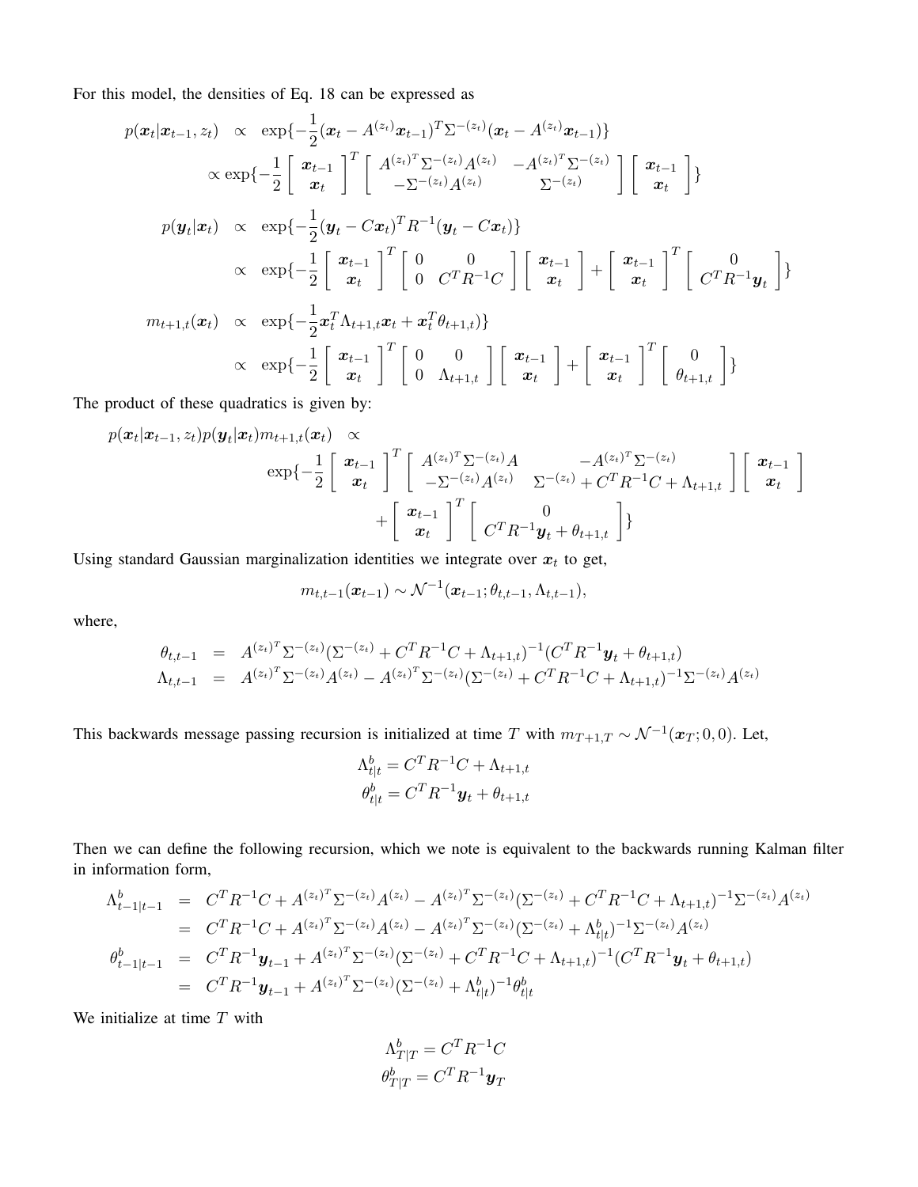For this model, the densities of Eq. 18 can be expressed as

$$
\begin{aligned}
p(\boldsymbol{x}_t|\boldsymbol{x}_{t-1}, z_t) &\propto \exp\{-\frac{1}{2}(\boldsymbol{x}_t - A^{(z_t)}\boldsymbol{x}_{t-1})^T\Sigma^{-(z_t)}(\boldsymbol{x}_t - A^{(z_t)}\boldsymbol{x}_{t-1})\} \\
&\propto \exp\{-\frac{1}{2}\begin{bmatrix} \boldsymbol{x}_{t-1} \\ \boldsymbol{x}_t \end{bmatrix}^T \begin{bmatrix} A^{(z_t)^T}\Sigma^{-(z_t)}A^{(z_t)} & -A^{(z_t)^T}\Sigma^{-(z_t)} \\ -\Sigma^{-(z_t)}A^{(z_t)} & \Sigma^{-(z_t)} \end{bmatrix} \begin{bmatrix} \boldsymbol{x}_{t-1} \\ \boldsymbol{x}_t \end{bmatrix}\} \\
p(\boldsymbol{y}_t|\boldsymbol{x}_t) &\propto \exp\{-\frac{1}{2}(\boldsymbol{y}_t - C\boldsymbol{x}_t)^T R^{-1}(\boldsymbol{y}_t - C\boldsymbol{x}_t)\} \\
&\propto \exp\{-\frac{1}{2}\begin{bmatrix} \boldsymbol{x}_{t-1} \\ \boldsymbol{x}_t \end{bmatrix}^T \begin{bmatrix} 0 & 0 \\ 0 & C^T R^{-1} C \end{bmatrix} \begin{bmatrix} \boldsymbol{x}_{t-1} \\ \boldsymbol{x}_t \end{bmatrix} + \begin{bmatrix} \boldsymbol{x}_{t-1} \\ \boldsymbol{x}_t \end{bmatrix}^T \begin{bmatrix} 0 \\ C^T R^{-1}\boldsymbol{y}_t \end{bmatrix}\} \\
m_{t+1,t}(\boldsymbol{x}_t) &\propto \exp\{-\frac{1}{2}\boldsymbol{x}_t^T \Lambda_{t+1,t}\boldsymbol{x}_t + \boldsymbol{x}_t^T\theta_{t+1,t})\} \\
&\propto \exp\{-\frac{1}{2}\begin{bmatrix} \boldsymbol{x}_{t-1} \\ \boldsymbol{x}_t \end{bmatrix}^T \begin{bmatrix} 0 & 0 \\ 0 & \Lambda_{t+1,t} \end{bmatrix} \begin{bmatrix} \boldsymbol{x}_{t-1} \\ \boldsymbol{x}_t \end{bmatrix} + \begin{bmatrix} \boldsymbol{x}_{t-1} \\ \boldsymbol{x}_t \end{bmatrix}^T \begin{bmatrix} 0 \\ \theta_{t+1,t} \end{bmatrix}\}
\end{aligned}
$$

The product of these quadratics is given by:

$$
\begin{aligned}
p(\boldsymbol{x}_t|\boldsymbol{x}_{t-1}, z_t)p(\boldsymbol{y}_t|\boldsymbol{x}_t)m_{t+1,t}(\boldsymbol{x}_t) \propto& \\
\exp\{-\frac{1}{2}\begin{bmatrix} \boldsymbol{x}_{t-1} \\ \boldsymbol{x}_t \end{bmatrix}^T &\begin{bmatrix} A^{(z_t)^T}\Sigma^{-(z_t)}A & -A^{(z_t)^T}\Sigma^{-(z_t)} \\ -\Sigma^{-(z_t)}A^{(z_t)} & \Sigma^{-(z_t)} + C^T R^{-1} C + \Lambda_{t+1,t} \end{bmatrix} \begin{bmatrix} \boldsymbol{x}_{t-1} \\ \boldsymbol{x}_t \end{bmatrix} \\
&+ \begin{bmatrix} \boldsymbol{x}_{t-1} \\ \boldsymbol{x}_t \end{bmatrix}^T \begin{bmatrix} 0 \\ C^T R^{-1}\boldsymbol{y}_t + \theta_{t+1,t} \end{bmatrix}\}
\end{aligned}
$$

Using standard Gaussian marginalization identities we integrate over $\boldsymbol{x}_t$ to get,

$$
m_{t,t-1}(\boldsymbol{x}_{t-1}) \sim \mathcal{N}^{-1}(\boldsymbol{x}_{t-1}; \theta_{t,t-1}, \Lambda_{t,t-1}),
$$

where,

$$
\begin{aligned}
\theta_{t,t-1} &= A^{(z_t)^T}\Sigma^{-(z_t)}(\Sigma^{-(z_t)} + C^T R^{-1} C + \Lambda_{t+1,t})^{-1}(C^T R^{-1}\boldsymbol{y}_t + \theta_{t+1,t}) \\
\Lambda_{t,t-1} &= A^{(z_t)^T}\Sigma^{-(z_t)}A^{(z_t)} - A^{(z_t)^T}\Sigma^{-(z_t)}(\Sigma^{-(z_t)} + C^T R^{-1} C + \Lambda_{t+1,t})^{-1}\Sigma^{-(z_t)}A^{(z_t)}
\end{aligned}
$$

This backwards message passing recursion is initialized at time $T$ with $m_{T+1,T} \sim \mathcal{N}^{-1}(\boldsymbol{x}_T; 0, 0)$. Let,

$$
\begin{aligned}
\Lambda^b_{t|t} &= C^T R^{-1} C + \Lambda_{t+1,t} \\
\theta^b_{t|t} &= C^T R^{-1}\boldsymbol{y}_t + \theta_{t+1,t}
\end{aligned}
$$

Then we can define the following recursion, which we note is equivalent to the backwards running Kalman filter in information form,

$$
\begin{aligned}
\Lambda^b_{t-1|t-1} &= C^T R^{-1} C + A^{(z_t)^T}\Sigma^{-(z_t)}A^{(z_t)} - A^{(z_t)^T}\Sigma^{-(z_t)}(\Sigma^{-(z_t)} + C^T R^{-1} C + \Lambda_{t+1,t})^{-1}\Sigma^{-(z_t)}A^{(z_t)} \\
&= C^T R^{-1} C + A^{(z_t)^T}\Sigma^{-(z_t)}A^{(z_t)} - A^{(z_t)^T}\Sigma^{-(z_t)}(\Sigma^{-(z_t)} + \Lambda^b_{t|t})^{-1}\Sigma^{-(z_t)}A^{(z_t)} \\
\theta^b_{t-1|t-1} &= C^T R^{-1}\boldsymbol{y}_{t-1} + A^{(z_t)^T}\Sigma^{-(z_t)}(\Sigma^{-(z_t)} + C^T R^{-1} C + \Lambda_{t+1,t})^{-1}(C^T R^{-1}\boldsymbol{y}_t + \theta_{t+1,t}) \\
&= C^T R^{-1}\boldsymbol{y}_{t-1} + A^{(z_t)^T}\Sigma^{-(z_t)}(\Sigma^{-(z_t)} + \Lambda^b_{t|t})^{-1}\theta^b_{t|t}
\end{aligned}
$$

We initialize at time $T$ with

$$
\begin{aligned}
\Lambda^b_{T|T} &= C^T R^{-1} C \\
\theta^b_{T|T} &= C^T R^{-1}\boldsymbol{y}_T
\end{aligned}
$$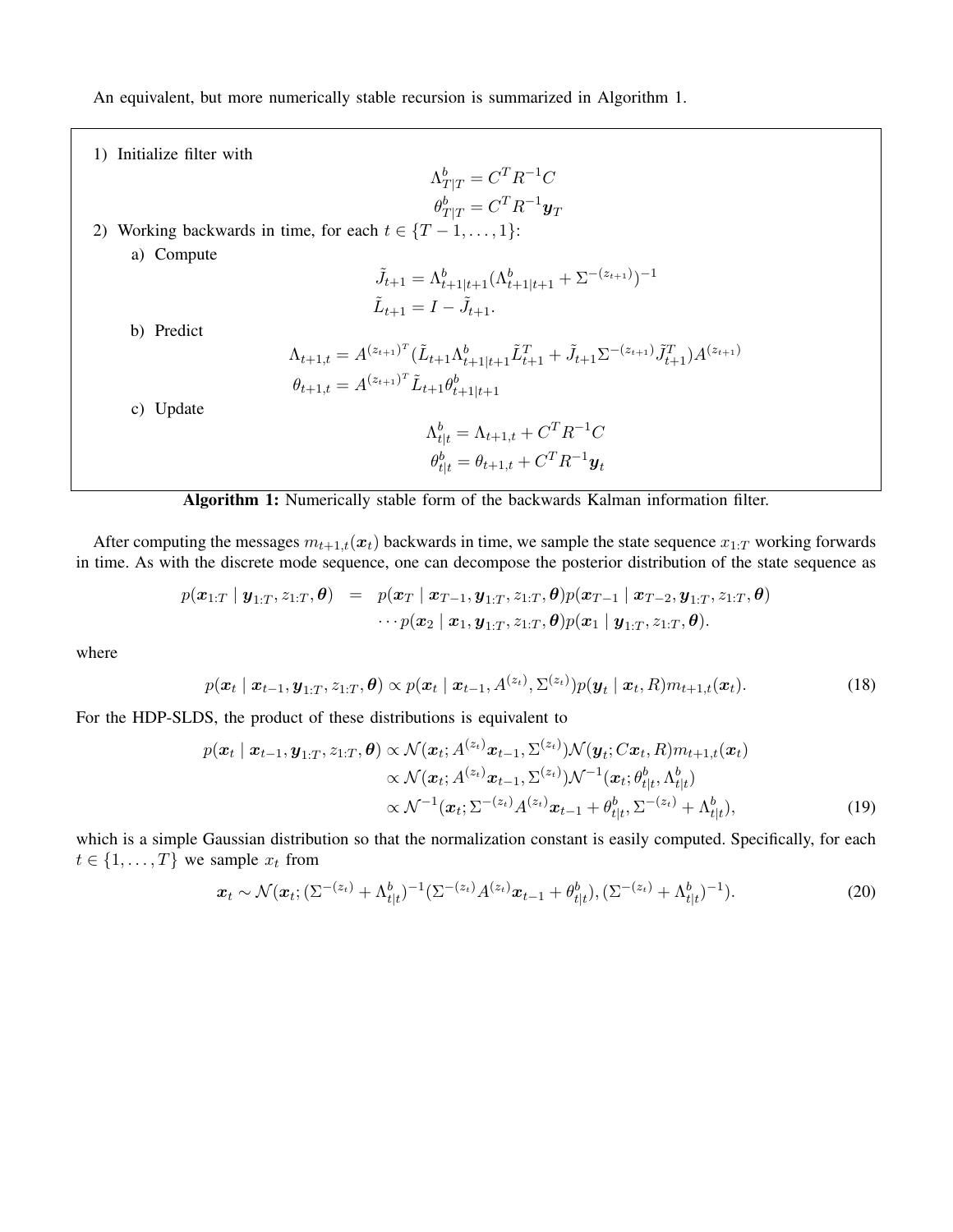An equivalent, but more numerically stable recursion is summarized in Algorithm 1.

1) Initialize filter with

$$\Lambda^b_{T|T} = C^T R^{-1} C$$
$$\theta^b_{T|T} = C^T R^{-1} \boldsymbol{y}_T$$

2) Working backwards in time, for each $t \in \{T-1, \dots, 1\}$:

a) Compute

$$\tilde{J}_{t+1} = \Lambda^b_{t+1|t+1}(\Lambda^b_{t+1|t+1} + \Sigma^{-(z_{t+1})})^{-1}$$
$$\tilde{L}_{t+1} = I - \tilde{J}_{t+1}.$$

b) Predict

$$\Lambda_{t+1,t} = A^{(z_{t+1})^T}(\tilde{L}_{t+1}\Lambda^b_{t+1|t+1}\tilde{L}^T_{t+1} + \tilde{J}_{t+1}\Sigma^{-(z_{t+1})}\tilde{J}^T_{t+1})A^{(z_{t+1})}$$
$$\theta_{t+1,t} = A^{(z_{t+1})^T}\tilde{L}_{t+1}\theta^b_{t+1|t+1}$$

c) Update

$$\Lambda^b_{t|t} = \Lambda_{t+1,t} + C^T R^{-1} C$$
$$\theta^b_{t|t} = \theta_{t+1,t} + C^T R^{-1} \boldsymbol{y}_t$$

**Algorithm 1:** Numerically stable form of the backwards Kalman information filter.

After computing the messages $m_{t+1,t}(\boldsymbol{x}_t)$ backwards in time, we sample the state sequence $x_{1:T}$ working forwards in time. As with the discrete mode sequence, one can decompose the posterior distribution of the state sequence as

$$\begin{aligned} p(\boldsymbol{x}_{1:T} \mid \boldsymbol{y}_{1:T}, z_{1:T}, \boldsymbol{\theta}) &= p(\boldsymbol{x}_T \mid \boldsymbol{x}_{T-1}, \boldsymbol{y}_{1:T}, z_{1:T}, \boldsymbol{\theta}) p(\boldsymbol{x}_{T-1} \mid \boldsymbol{x}_{T-2}, \boldsymbol{y}_{1:T}, z_{1:T}, \boldsymbol{\theta}) \\ &\quad \cdots p(\boldsymbol{x}_2 \mid \boldsymbol{x}_1, \boldsymbol{y}_{1:T}, z_{1:T}, \boldsymbol{\theta}) p(\boldsymbol{x}_1 \mid \boldsymbol{y}_{1:T}, z_{1:T}, \boldsymbol{\theta}). \end{aligned}$$

where

$$p(\boldsymbol{x}_t \mid \boldsymbol{x}_{t-1}, \boldsymbol{y}_{1:T}, z_{1:T}, \boldsymbol{\theta}) \propto p(\boldsymbol{x}_t \mid \boldsymbol{x}_{t-1}, A^{(z_t)}, \Sigma^{(z_t)}) p(\boldsymbol{y}_t \mid \boldsymbol{x}_t, R) m_{t+1,t}(\boldsymbol{x}_t). \tag{18}$$

For the HDP-SLDS, the product of these distributions is equivalent to

$$\begin{aligned} p(\boldsymbol{x}_t \mid \boldsymbol{x}_{t-1}, \boldsymbol{y}_{1:T}, z_{1:T}, \boldsymbol{\theta}) &\propto \mathcal{N}(\boldsymbol{x}_t; A^{(z_t)}\boldsymbol{x}_{t-1}, \Sigma^{(z_t)}) \mathcal{N}(\boldsymbol{y}_t; C\boldsymbol{x}_t, R) m_{t+1,t}(\boldsymbol{x}_t) \\ &\propto \mathcal{N}(\boldsymbol{x}_t; A^{(z_t)}\boldsymbol{x}_{t-1}, \Sigma^{(z_t)}) \mathcal{N}^{-1}(\boldsymbol{x}_t; \theta^b_{t|t}, \Lambda^b_{t|t}) \\ &\propto \mathcal{N}^{-1}(\boldsymbol{x}_t; \Sigma^{-(z_t)} A^{(z_t)} \boldsymbol{x}_{t-1} + \theta^b_{t|t}, \Sigma^{-(z_t)} + \Lambda^b_{t|t}), \end{aligned} \tag{19}$$

which is a simple Gaussian distribution so that the normalization constant is easily computed. Specifically, for each $t \in \{1, \dots, T\}$ we sample $x_t$ from

$$\boldsymbol{x}_t \sim \mathcal{N}(\boldsymbol{x}_t; (\Sigma^{-(z_t)} + \Lambda^b_{t|t})^{-1}(\Sigma^{-(z_t)} A^{(z_t)} \boldsymbol{x}_{t-1} + \theta^b_{t|t}), (\Sigma^{-(z_t)} + \Lambda^b_{t|t})^{-1}). \tag{20}$$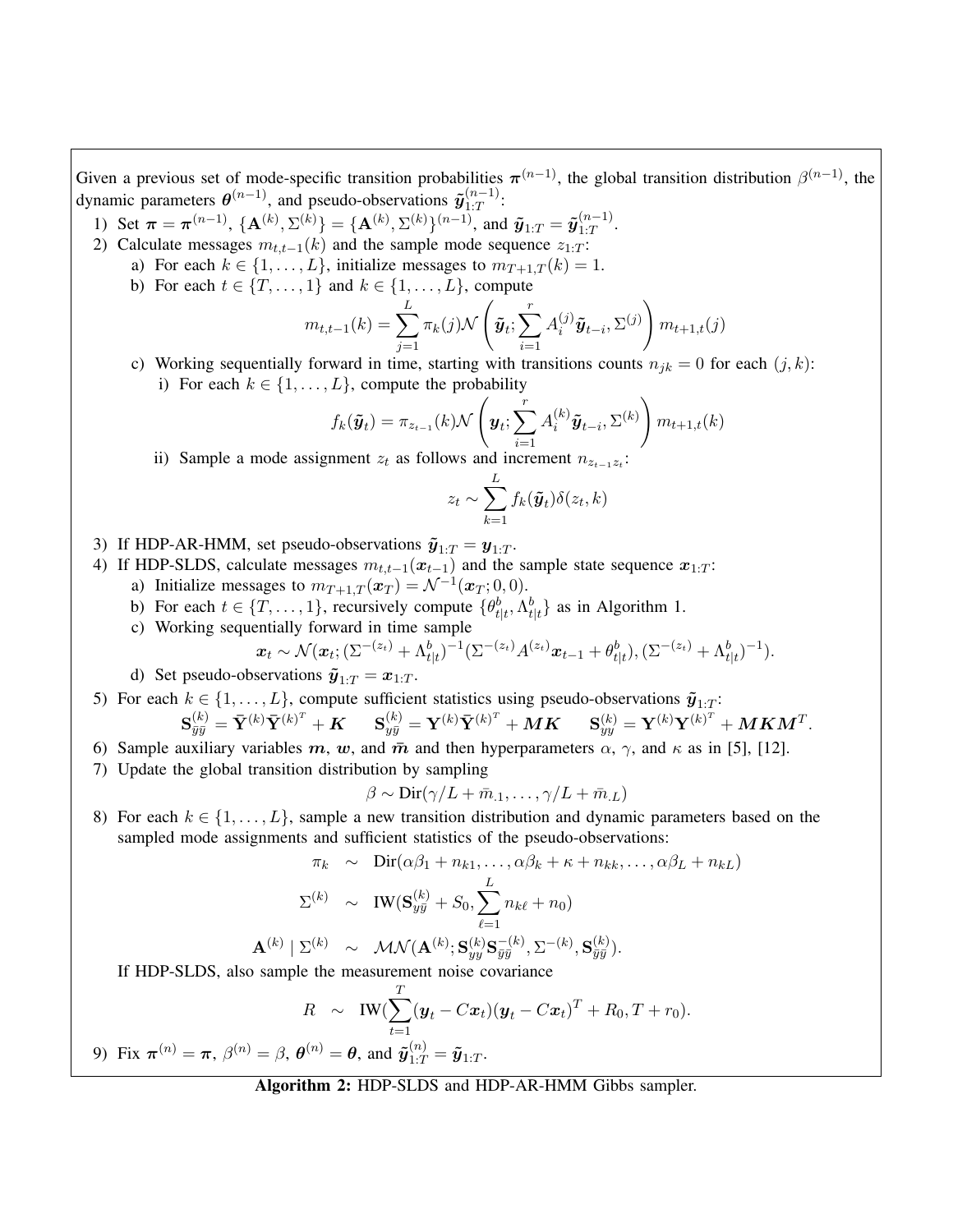Given a previous set of mode-specific transition probabilities $\boldsymbol{\pi}^{(n-1)}$, the global transition distribution $\beta^{(n-1)}$, the dynamic parameters $\boldsymbol{\theta}^{(n-1)}$, and pseudo-observations $\tilde{\boldsymbol{y}}_{1:T}^{(n-1)}$:

1) Set $\boldsymbol{\pi} = \boldsymbol{\pi}^{(n-1)}$, $\{\mathbf{A}^{(k)}, \Sigma^{(k)}\} = \{\mathbf{A}^{(k)}, \Sigma^{(k)}\}^{(n-1)}$, and $\tilde{\boldsymbol{y}}_{1:T} = \tilde{\boldsymbol{y}}_{1:T}^{(n-1)}$.
2) Calculate messages $m_{t,t-1}(k)$ and the sample mode sequence $z_{1:T}$:
   a) For each $k \in \{1, \ldots, L\}$, initialize messages to $m_{T+1,T}(k) = 1$.
   b) For each $t \in \{T, \ldots, 1\}$ and $k \in \{1, \ldots, L\}$, compute
   $$m_{t,t-1}(k) = \sum_{j=1}^{L} \pi_k(j) \mathcal{N}\left(\tilde{\boldsymbol{y}}_t; \sum_{i=1}^{r} A_i^{(j)} \tilde{\boldsymbol{y}}_{t-i}, \Sigma^{(j)}\right) m_{t+1,t}(j)$$
   c) Working sequentially forward in time, starting with transitions counts $n_{jk} = 0$ for each $(j, k)$:
      i) For each $k \in \{1, \ldots, L\}$, compute the probability
      $$f_k(\tilde{\boldsymbol{y}}_t) = \pi_{z_{t-1}}(k) \mathcal{N}\left(\boldsymbol{y}_t; \sum_{i=1}^{r} A_i^{(k)} \tilde{\boldsymbol{y}}_{t-i}, \Sigma^{(k)}\right) m_{t+1,t}(k)$$
      ii) Sample a mode assignment $z_t$ as follows and increment $n_{z_{t-1}z_t}$:
      $$z_t \sim \sum_{k=1}^{L} f_k(\tilde{\boldsymbol{y}}_t) \delta(z_t, k)$$
3) If HDP-AR-HMM, set pseudo-observations $\tilde{\boldsymbol{y}}_{1:T} = \boldsymbol{y}_{1:T}$.
4) If HDP-SLDS, calculate messages $m_{t,t-1}(\boldsymbol{x}_{t-1})$ and the sample state sequence $\boldsymbol{x}_{1:T}$:
   a) Initialize messages to $m_{T+1,T}(\boldsymbol{x}_T) = \mathcal{N}^{-1}(\boldsymbol{x}_T; 0, 0)$.
   b) For each $t \in \{T, \ldots, 1\}$, recursively compute $\{\theta_{t|t}^b, \Lambda_{t|t}^b\}$ as in Algorithm 1.
   c) Working sequentially forward in time sample
   $$\boldsymbol{x}_t \sim \mathcal{N}(\boldsymbol{x}_t; (\Sigma^{-(z_t)} + \Lambda_{t|t}^b)^{-1}(\Sigma^{-(z_t)} A^{(z_t)} \boldsymbol{x}_{t-1} + \theta_{t|t}^b), (\Sigma^{-(z_t)} + \Lambda_{t|t}^b)^{-1}).$$
   d) Set pseudo-observations $\tilde{\boldsymbol{y}}_{1:T} = \boldsymbol{x}_{1:T}$.
5) For each $k \in \{1, \ldots, L\}$, compute sufficient statistics using pseudo-observations $\tilde{\boldsymbol{y}}_{1:T}$:
$$\mathbf{S}_{\bar{y}\bar{y}}^{(k)} = \bar{\mathbf{Y}}^{(k)} \bar{\mathbf{Y}}^{(k)^T} + \boldsymbol{K} \qquad \mathbf{S}_{y\bar{y}}^{(k)} = \mathbf{Y}^{(k)} \bar{\mathbf{Y}}^{(k)^T} + \boldsymbol{M}\boldsymbol{K} \qquad \mathbf{S}_{yy}^{(k)} = \mathbf{Y}^{(k)} \mathbf{Y}^{(k)^T} + \boldsymbol{M}\boldsymbol{K}\boldsymbol{M}^T.$$
6) Sample auxiliary variables $\boldsymbol{m}$, $\boldsymbol{w}$, and $\bar{\boldsymbol{m}}$ and then hyperparameters $\alpha$, $\gamma$, and $\kappa$ as in [5], [12].
7) Update the global transition distribution by sampling
$$\beta \sim \text{Dir}(\gamma/L + \bar{m}_{.1}, \ldots, \gamma/L + \bar{m}_{.L})$$
8) For each $k \in \{1, \ldots, L\}$, sample a new transition distribution and dynamic parameters based on the sampled mode assignments and sufficient statistics of the pseudo-observations:
$$\begin{aligned} \pi_k &\sim \text{Dir}(\alpha\beta_1 + n_{k1}, \ldots, \alpha\beta_k + \kappa + n_{kk}, \ldots, \alpha\beta_L + n_{kL}) \\ \Sigma^{(k)} &\sim \text{IW}(\mathbf{S}_{y|\bar{y}}^{(k)} + S_0, \sum_{\ell=1}^{L} n_{k\ell} + n_0) \\ \mathbf{A}^{(k)} \mid \Sigma^{(k)} &\sim \mathcal{MN}(\mathbf{A}^{(k)}; \mathbf{S}_{y\bar{y}}^{(k)} \mathbf{S}_{\bar{y}\bar{y}}^{-(k)}, \Sigma^{-(k)}, \mathbf{S}_{\bar{y}\bar{y}}^{(k)}). \end{aligned}$$
If HDP-SLDS, also sample the measurement noise covariance
$$R \sim \text{IW}(\sum_{t=1}^{T} (\boldsymbol{y}_t - C\boldsymbol{x}_t)(\boldsymbol{y}_t - C\boldsymbol{x}_t)^T + R_0, T + r_0).$$
9) Fix $\boldsymbol{\pi}^{(n)} = \boldsymbol{\pi}$, $\beta^{(n)} = \beta$, $\boldsymbol{\theta}^{(n)} = \boldsymbol{\theta}$, and $\tilde{\boldsymbol{y}}_{1:T}^{(n)} = \tilde{\boldsymbol{y}}_{1:T}$.

**Algorithm 2:** HDP-SLDS and HDP-AR-HMM Gibbs sampler.